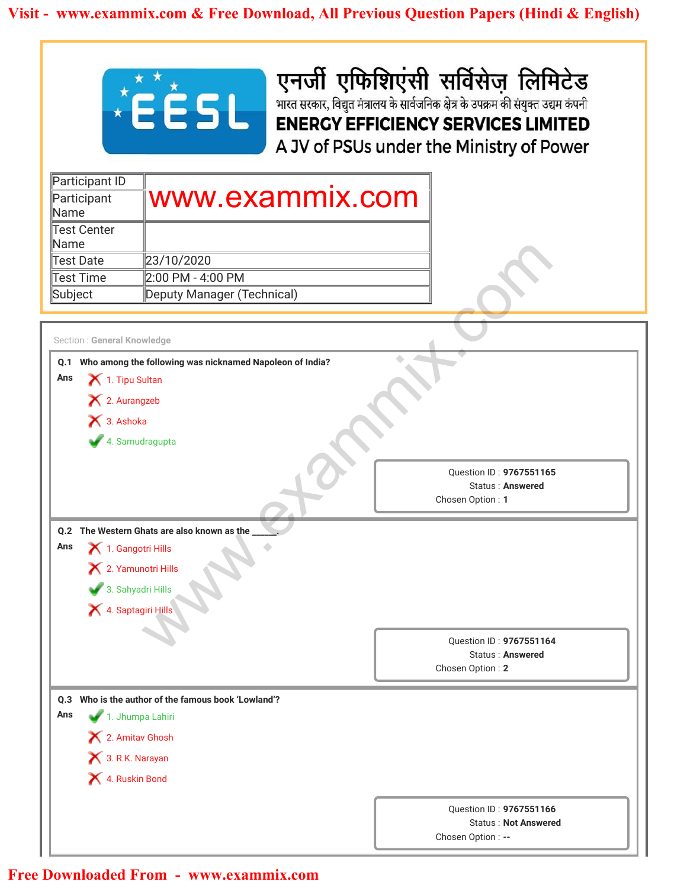# एनर्जी एफिशिएंसी सर्विसेज़ लिमिटेड

भारत सरकार, विद्युत मंत्रालय के सार्वजनिक क्षेत्र के उपक्रम की संयुक्त उद्यम कंपनी

## ENERGY EFFICIENCY SERVICES LIMITED

A JV of PSUs under the Ministry of Power

| | |
|---|---|
| Participant ID | |
| Participant Name | www.exammix.com |
| Test Center Name | |
| Test Date | 23/10/2020 |
| Test Time | 2:00 PM - 4:00 PM |
| Subject | Deputy Manager (Technical) |

Section : **General Knowledge**

**Q.1 Who among the following was nicknamed Napoleon of India?**

Ans
1. Tipu Sultan ✗
2. Aurangzeb ✗
3. Ashoka ✗
4. Samudragupta ✓

Question ID : **9767551165**
Status : **Answered**
Chosen Option : **1**

**Q.2 The Western Ghats are also known as the ______.**

Ans
1. Gangotri Hills ✗
2. Yamunotri Hills ✗
3. Sahyadri Hills ✓
4. Saptagiri Hills ✗

Question ID : **9767551164**
Status : **Answered**
Chosen Option : **2**

**Q.3 Who is the author of the famous book 'Lowland'?**

Ans
1. Jhumpa Lahiri ✓
2. Amitav Ghosh ✗
3. R.K. Narayan ✗
4. Ruskin Bond ✗

Question ID : **9767551166**
Status : **Not Answered**
Chosen Option : **--**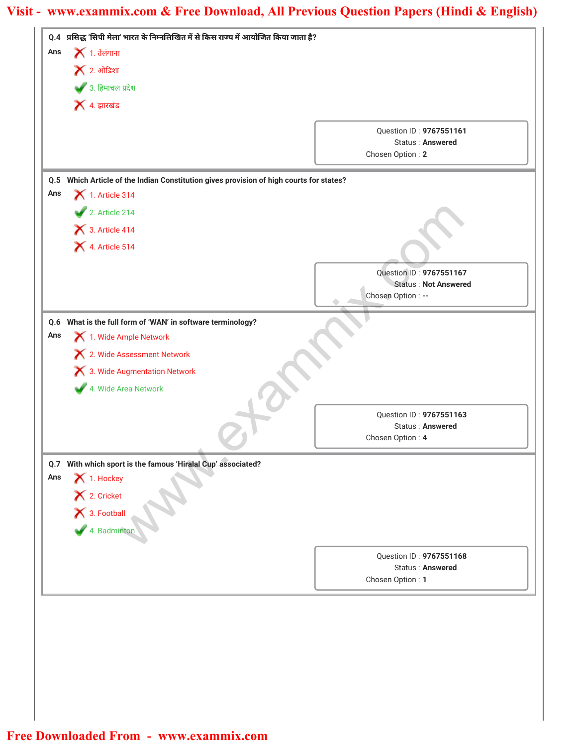**Q.4 प्रसिद्ध 'सिपी मेला' भारत के निम्नलिखित में से किस राज्य में आयोजित किया जाता है?**

Ans
1. तेलंगाना ✗
2. ओडिशा ✗
3. हिमाचल प्रदेश ✓
4. झारखंड ✗

Question ID : **9767551161**
Status : **Answered**
Chosen Option : **2**

**Q.5 Which Article of the Indian Constitution gives provision of high courts for states?**

Ans
1. Article 314 ✗
2. Article 214 ✓
3. Article 414 ✗
4. Article 514 ✗

Question ID : **9767551167**
Status : **Not Answered**
Chosen Option : **--**

**Q.6 What is the full form of 'WAN' in software terminology?**

Ans
1. Wide Ample Network ✗
2. Wide Assessment Network ✗
3. Wide Augmentation Network ✗
4. Wide Area Network ✓

Question ID : **9767551163**
Status : **Answered**
Chosen Option : **4**

**Q.7 With which sport is the famous 'Hiralal Cup' associated?**

Ans
1. Hockey ✗
2. Cricket ✗
3. Football ✗
4. Badminton ✓

Question ID : **9767551168**
Status : **Answered**
Chosen Option : **1**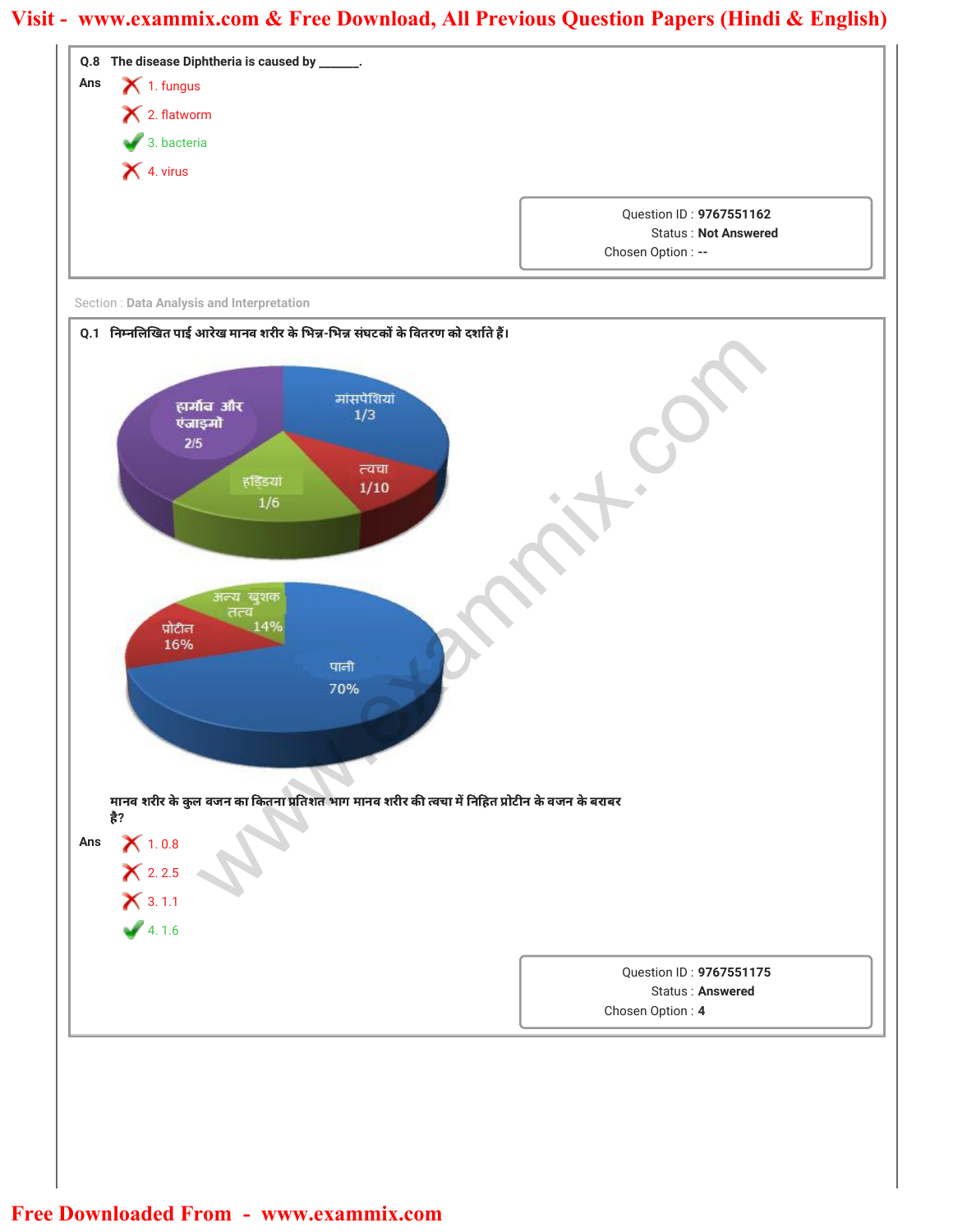**Q.8** The disease Diphtheria is caused by ______.

**Ans**

1. fungus ✗
2. flatworm ✗
3. bacteria ✓
4. virus ✗

Question ID : **9767551162**
Status : **Not Answered**
Chosen Option : **--**

Section : **Data Analysis and Interpretation**

**Q.1** निम्नलिखित पाई आरेख मानव शरीर के भिन्न-भिन्न संघटकों के वितरण को दर्शाते हैं।

हार्मोन और एंजाइमों 2/5, मांसपेशियां 1/3, त्वचा 1/10, हड्डियां 1/6

अन्य शुष्क तत्व 14%, प्रोटीन 16%, पानी 70%

मानव शरीर के कुल वजन का कितना प्रतिशत भाग मानव शरीर की त्वचा में निहित प्रोटीन के वजन के बराबर है?

**Ans**

1. 0.8 ✗
2. 2.5 ✗
3. 1.1 ✗
4. 1.6 ✓

Question ID : **9767551175**
Status : **Answered**
Chosen Option : **4**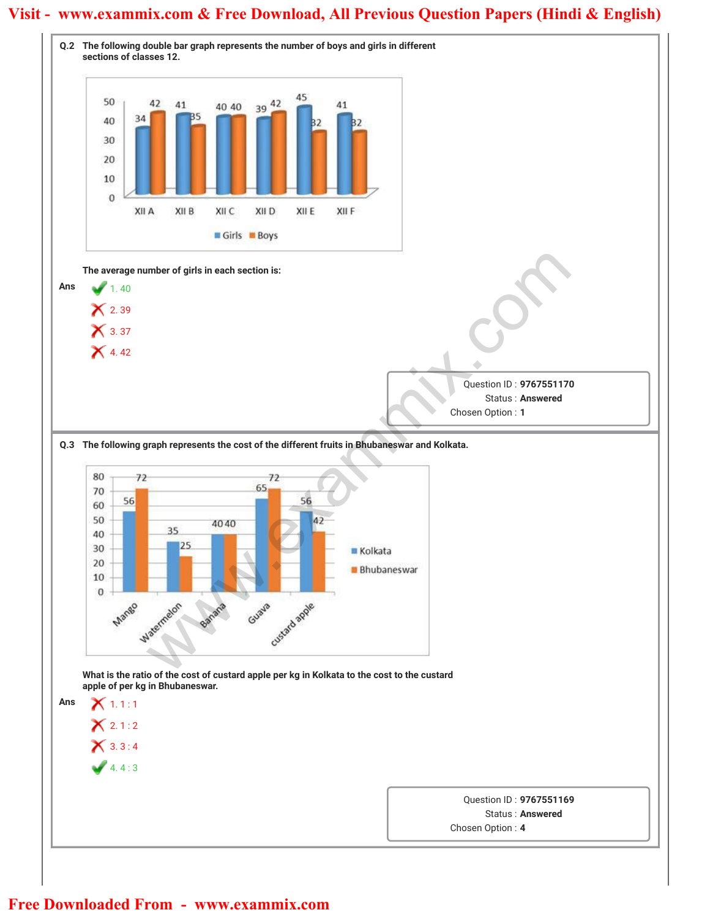**Q.2** The following double bar graph represents the number of boys and girls in different sections of classes 12.

| Section | Girls | Boys |
|---|---|---|
| XII A | 34 | 42 |
| XII B | 41 | 35 |
| XII C | 40 | 40 |
| XII D | 39 | 42 |
| XII E | 45 | 32 |
| XII F | 41 | 32 |

The average number of girls in each section is:

**Ans**

1. 40 ✔
2. 39 ✘
3. 37 ✘
4. 42 ✘

Question ID : **9767551170**
Status : **Answered**
Chosen Option : **1**

---

**Q.3** The following graph represents the cost of the different fruits in Bhubaneswar and Kolkata.

| Fruit | Kolkata | Bhubaneswar |
|---|---|---|
| Mango | 56 | 72 |
| Watermelon | 35 | 25 |
| Banana | 40 | 40 |
| Guava | 65 | 72 |
| custard apple | 56 | 42 |

What is the ratio of the cost of custard apple per kg in Kolkata to the cost to the custard apple of per kg in Bhubaneswar.

**Ans**

1. 1 : 1 ✘
2. 1 : 2 ✘
3. 3 : 4 ✘
4. 4 : 3 ✔

Question ID : **9767551169**
Status : **Answered**
Chosen Option : **4**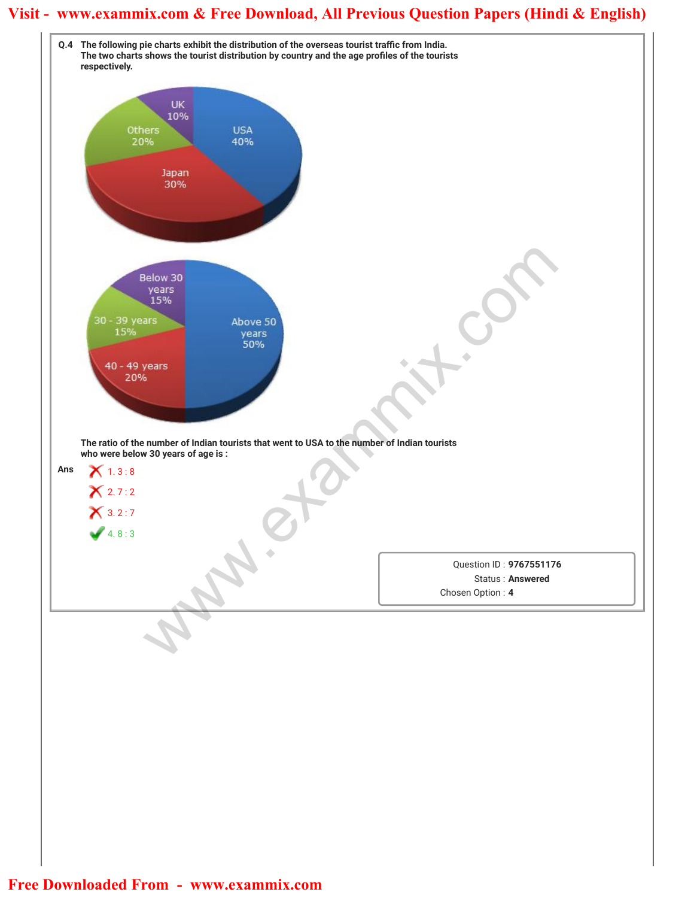**Q.4** The following pie charts exhibit the distribution of the overseas tourist traffic from India. The two charts shows the tourist distribution by country and the age profiles of the tourists respectively.

UK 10%, Others 20%, USA 40%, Japan 30%

Below 30 years 15%, 30 - 39 years 15%, 40 - 49 years 20%, Above 50 years 50%

The ratio of the number of Indian tourists that went to USA to the number of Indian tourists who were below 30 years of age is :

**Ans**

1. 3 : 8
2. 7 : 2
3. 2 : 7
4. 8 : 3 ✔

Question ID : **9767551176**
Status : **Answered**
Chosen Option : **4**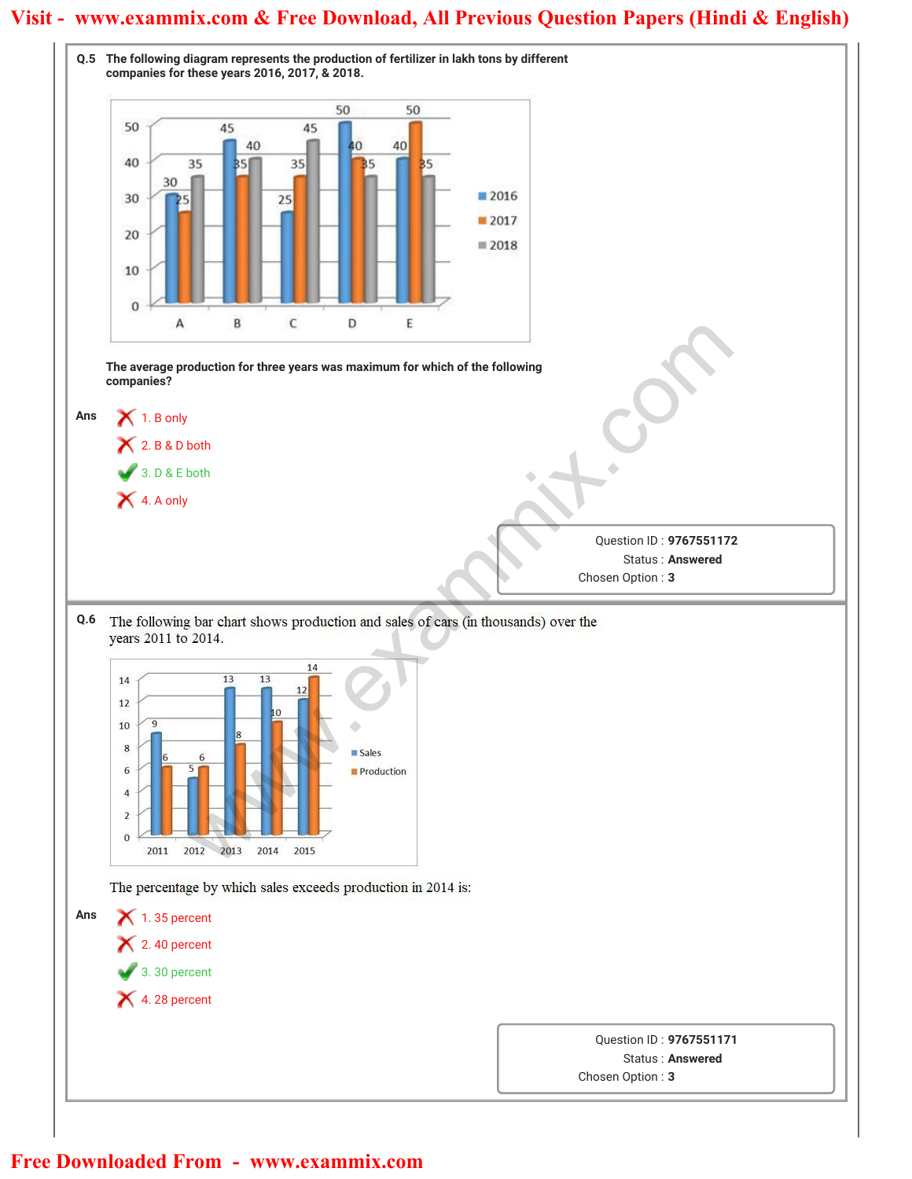**Q.5** The following diagram represents the production of fertilizer in lakh tons by different companies for these years 2016, 2017, & 2018.

| Company | 2016 | 2017 | 2018 |
|---|---|---|---|
| A | 30 | 25 | 35 |
| B | 45 | 35 | 40 |
| C | 25 | 35 | 45 |
| D | 50 | 40 | 35 |
| E | 40 | 50 | 35 |

The average production for three years was maximum for which of the following companies?

**Ans**

1. B only
2. B & D both
3. D & E both ✔
4. A only

Question ID : **9767551172**
Status : **Answered**
Chosen Option : **3**

---

**Q.6** The following bar chart shows production and sales of cars (in thousands) over the years 2011 to 2014.

| Year | Sales | Production |
|---|---|---|
| 2011 | 9 | 6 |
| 2012 | 5 | 6 |
| 2013 | 13 | 8 |
| 2014 | 13 | 10 |
| 2015 | 12 | 14 |

The percentage by which sales exceeds production in 2014 is:

**Ans**

1. 35 percent
2. 40 percent
3. 30 percent ✔
4. 28 percent

Question ID : **9767551171**
Status : **Answered**
Chosen Option : **3**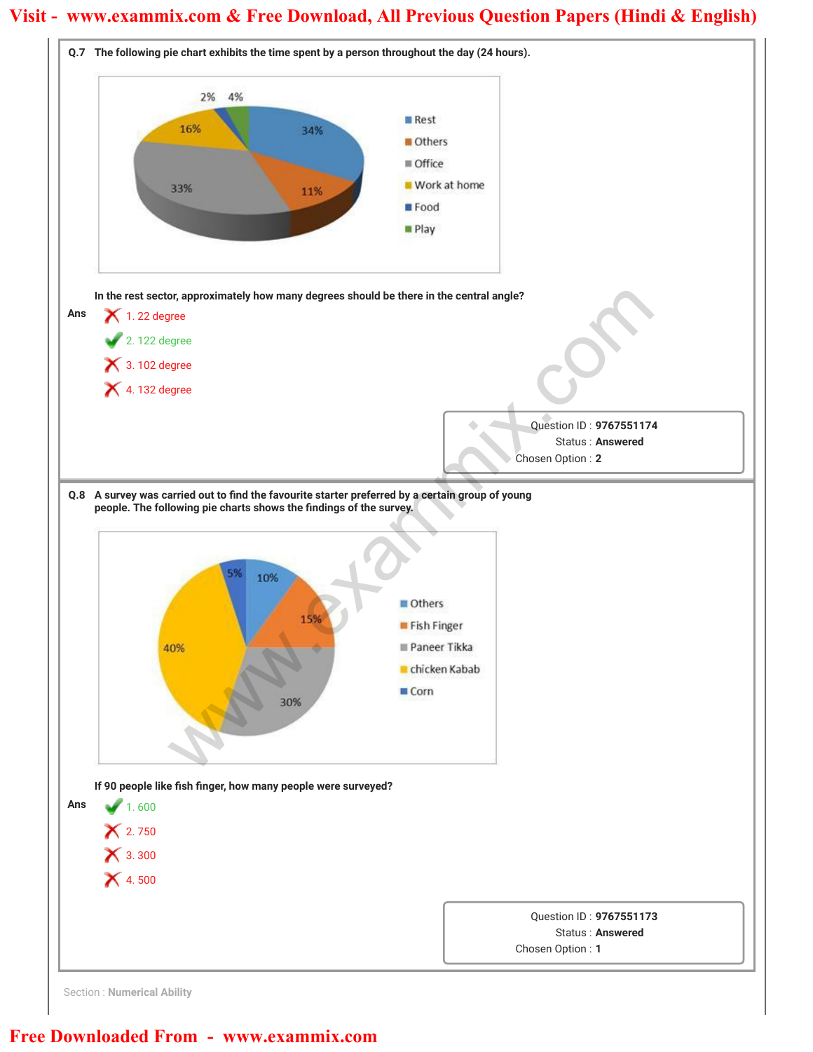**Q.7** The following pie chart exhibits the time spent by a person throughout the day (24 hours).

| Activity | Percentage |
|---|---|
| Rest | 34% |
| Others | 11% |
| Office | 33% |
| Work at home | 16% |
| Food | 2% |
| Play | 4% |

In the rest sector, approximately how many degrees should be there in the central angle?

**Ans**

1. 22 degree ✗
2. 122 degree ✓
3. 102 degree ✗
4. 132 degree ✗

Question ID : **9767551174**
Status : **Answered**
Chosen Option : **2**

---

**Q.8** A survey was carried out to find the favourite starter preferred by a certain group of young people. The following pie charts shows the findings of the survey.

| Starter | Percentage |
|---|---|
| Others | 10% |
| Fish Finger | 15% |
| Paneer Tikka | 30% |
| chicken Kabab | 40% |
| Corn | 5% |

If 90 people like fish finger, how many people were surveyed?

**Ans**

1. 600 ✓
2. 750 ✗
3. 300 ✗
4. 500 ✗

Question ID : **9767551173**
Status : **Answered**
Chosen Option : **1**

Section : **Numerical Ability**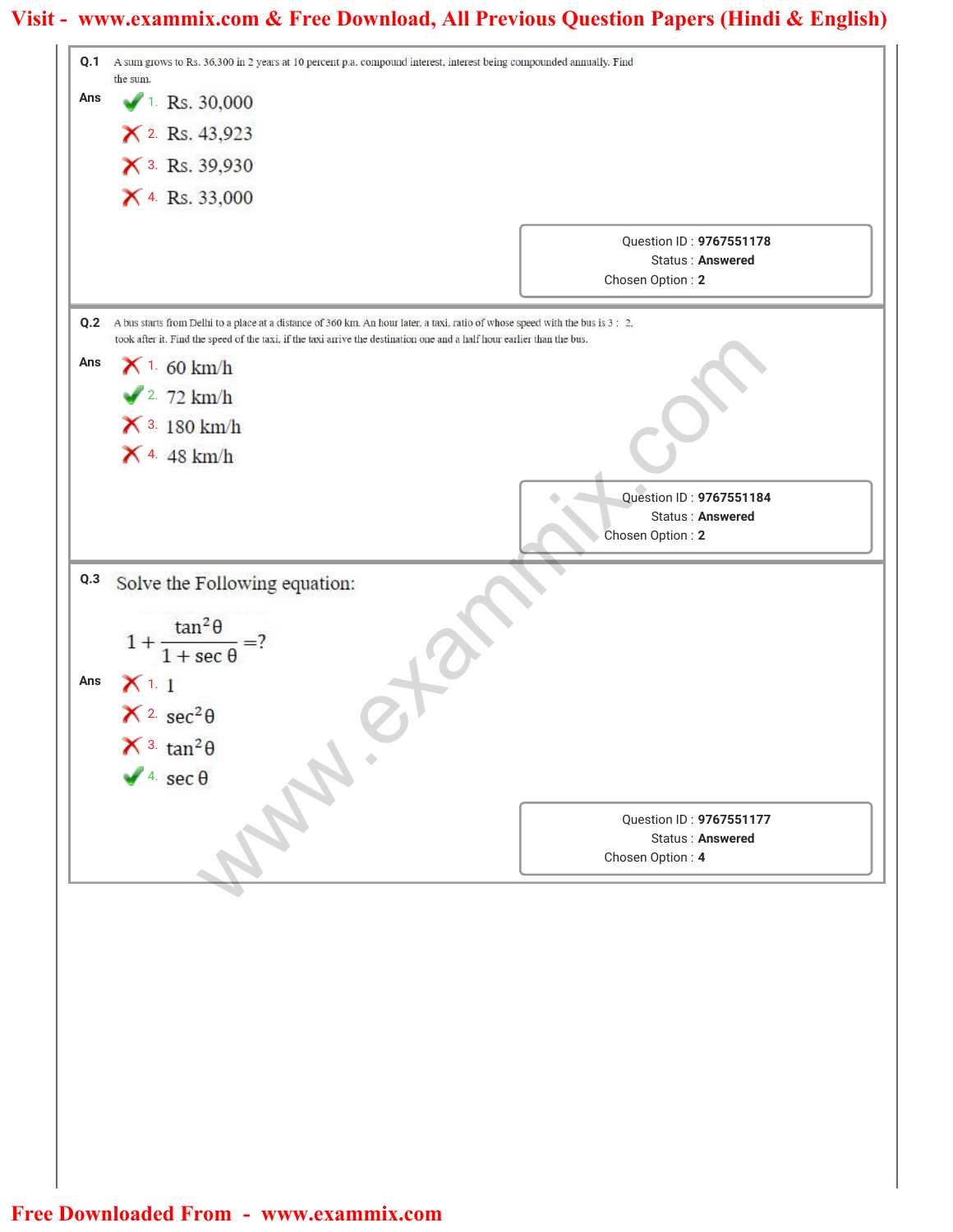**Q.1** A sum grows to Rs. 36,300 in 2 years at 10 percent p.a. compound interest, interest being compounded annually. Find the sum.

**Ans**

✔ 1. Rs. 30,000

✘ 2. Rs. 43,923

✘ 3. Rs. 39,930

✘ 4. Rs. 33,000

Question ID : **9767551178**
Status : **Answered**
Chosen Option : **2**

**Q.2** A bus starts from Delhi to a place at a distance of 360 km. An hour later, a taxi, ratio of whose speed with the bus is 3 : 2, took after it. Find the speed of the taxi, if the taxi arrive the destination one and a half hour earlier than the bus.

**Ans**

✘ 1. 60 km/h

✔ 2. 72 km/h

✘ 3. 180 km/h

✘ 4. 48 km/h

Question ID : **9767551184**
Status : **Answered**
Chosen Option : **2**

**Q.3** Solve the Following equation:

$$1+\frac{\tan^2\theta}{1+\sec\theta}=?$$

**Ans**

✘ 1. 1

✘ 2. $\sec^2\theta$

✘ 3. $\tan^2\theta$

✔ 4. $\sec\theta$

Question ID : **9767551177**
Status : **Answered**
Chosen Option : **4**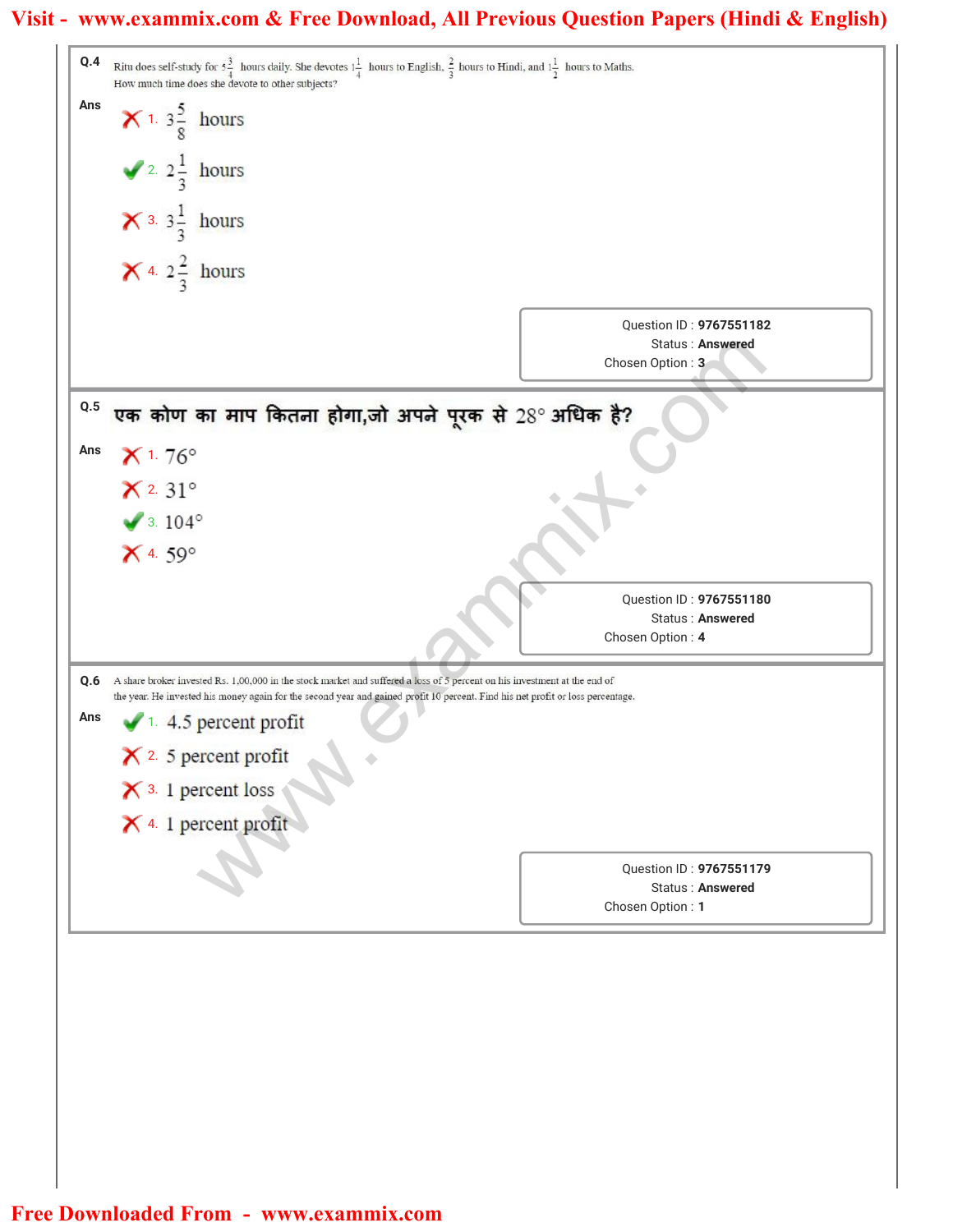**Q.4** Ritu does self-study for $5\frac{3}{4}$ hours daily. She devotes $1\frac{1}{4}$ hours to English, $\frac{2}{3}$ hours to Hindi, and $1\frac{1}{2}$ hours to Maths. How much time does she devote to other subjects?

**Ans**

✗ 1. $3\frac{5}{8}$ hours

✓ 2. $2\frac{1}{3}$ hours

✗ 3. $3\frac{1}{3}$ hours

✗ 4. $2\frac{2}{3}$ hours

Question ID : **9767551182**
Status : **Answered**
Chosen Option : **3**

---

**Q.5** एक कोण का माप कितना होगा,जो अपने पूरक से 28° अधिक है?

**Ans**

✗ 1. 76°

✗ 2. 31°

✓ 3. 104°

✗ 4. 59°

Question ID : **9767551180**
Status : **Answered**
Chosen Option : **4**

---

**Q.6** A share broker invested Rs. 1,00,000 in the stock market and suffered a loss of 5 percent on his investment at the end of the year. He invested his money again for the second year and gained profit 10 percent. Find his net profit or loss percentage.

**Ans**

✓ 1. 4.5 percent profit

✗ 2. 5 percent profit

✗ 3. 1 percent loss

✗ 4. 1 percent profit

Question ID : **9767551179**
Status : **Answered**
Chosen Option : **1**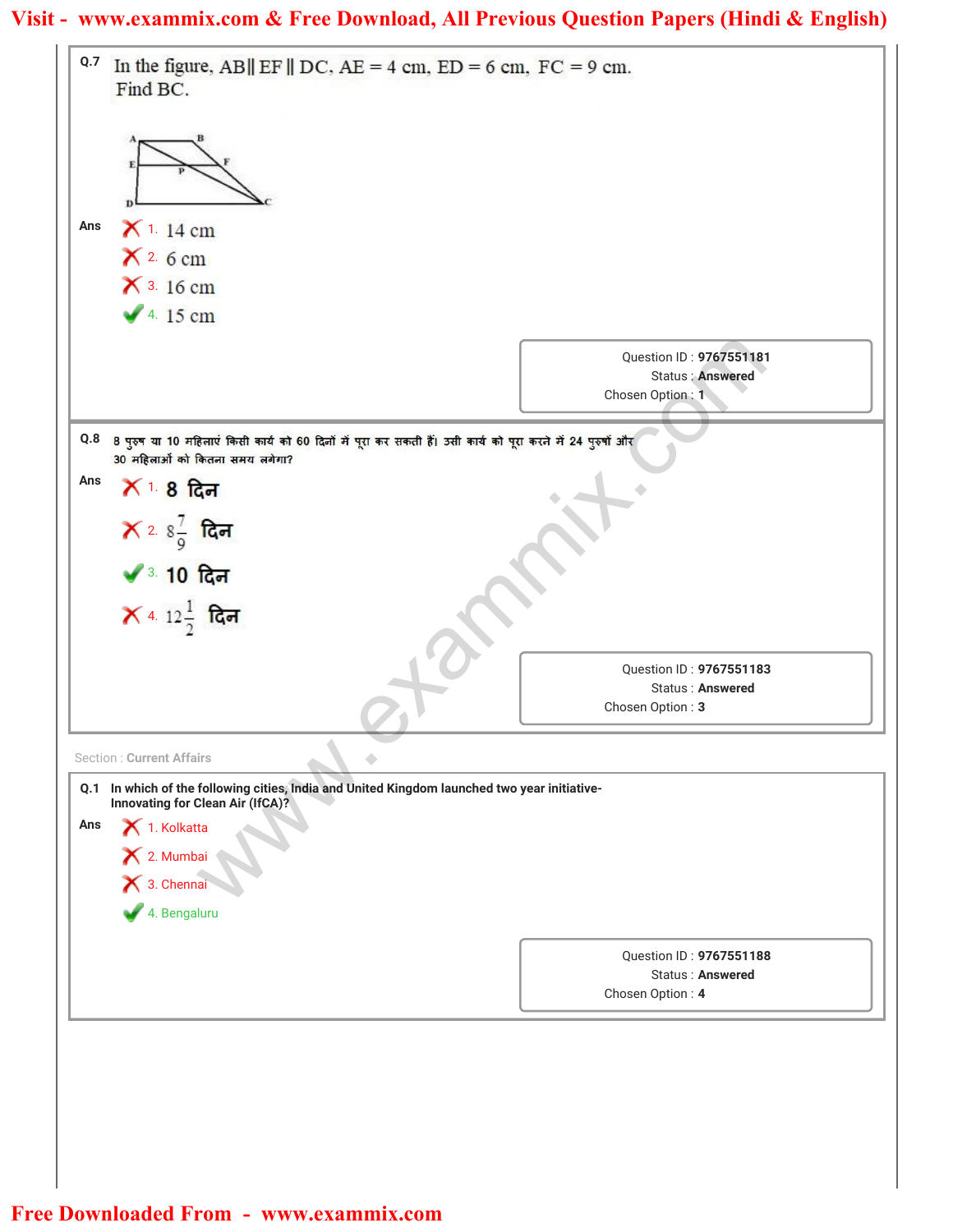**Q.7** In the figure, AB || EF || DC, AE = 4 cm, ED = 6 cm, FC = 9 cm. Find BC.

**Ans**

1. 14 cm
2. 6 cm
3. 16 cm
4. 15 cm ✔

Question ID : **9767551181**
Status : **Answered**
Chosen Option : **1**

---

**Q.8** 8 पुरुष या 10 महिलाएं किसी कार्य को 60 दिनों में पूरा कर सकती हैं। उसी कार्य को पूरा करने में 24 पुरुषों और 30 महिलाओं को कितना समय लगेगा?

**Ans**

1. 8 दिन
2. $8\frac{7}{9}$ दिन
3. 10 दिन ✔
4. $12\frac{1}{2}$ दिन

Question ID : **9767551183**
Status : **Answered**
Chosen Option : **3**

---

Section : **Current Affairs**

**Q.1** In which of the following cities, India and United Kingdom launched two year initiative- Innovating for Clean Air (IfCA)?

**Ans**

1. Kolkatta
2. Mumbai
3. Chennai
4. Bengaluru ✔

Question ID : **9767551188**
Status : **Answered**
Chosen Option : **4**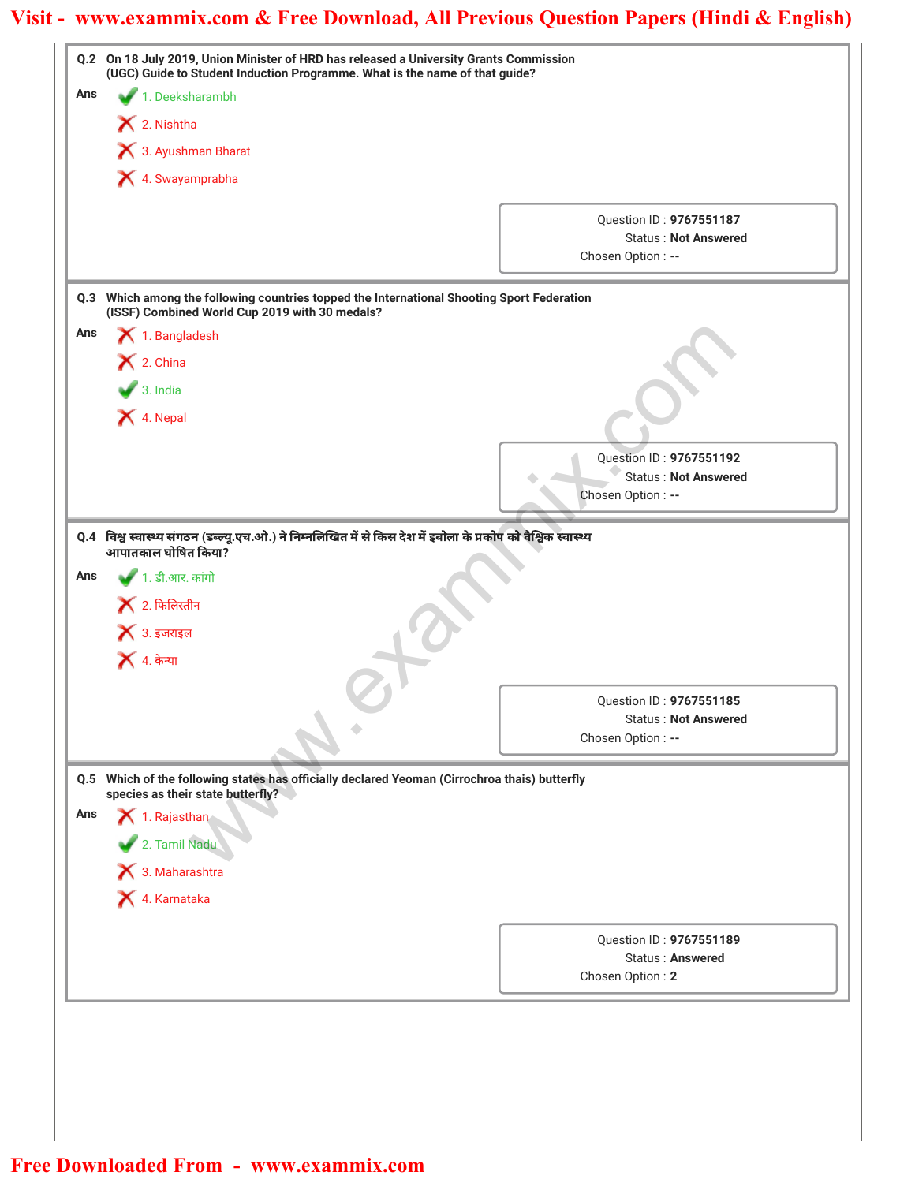**Q.2** On 18 July 2019, Union Minister of HRD has released a University Grants Commission (UGC) Guide to Student Induction Programme. What is the name of that guide?

**Ans**

✔ 1. Deeksharambh

✘ 2. Nishtha

✘ 3. Ayushman Bharat

✘ 4. Swayamprabha

Question ID : **9767551187**
Status : **Not Answered**
Chosen Option : **--**

---

**Q.3** Which among the following countries topped the International Shooting Sport Federation (ISSF) Combined World Cup 2019 with 30 medals?

**Ans**

✘ 1. Bangladesh

✘ 2. China

✔ 3. India

✘ 4. Nepal

Question ID : **9767551192**
Status : **Not Answered**
Chosen Option : **--**

---

**Q.4** विश्व स्वास्थ्य संगठन (डब्ल्यू.एच.ओ.) ने निम्नलिखित में से किस देश में इबोला के प्रकोप को वैश्विक स्वास्थ्य आपातकाल घोषित किया?

**Ans**

✔ 1. डी.आर. कांगो

✘ 2. फिलिस्तीन

✘ 3. इजराइल

✘ 4. केन्या

Question ID : **9767551185**
Status : **Not Answered**
Chosen Option : **--**

---

**Q.5** Which of the following states has officially declared Yeoman (Cirrochroa thais) butterfly species as their state butterfly?

**Ans**

✘ 1. Rajasthan

✔ 2. Tamil Nadu

✘ 3. Maharashtra

✘ 4. Karnataka

Question ID : **9767551189**
Status : **Answered**
Chosen Option : **2**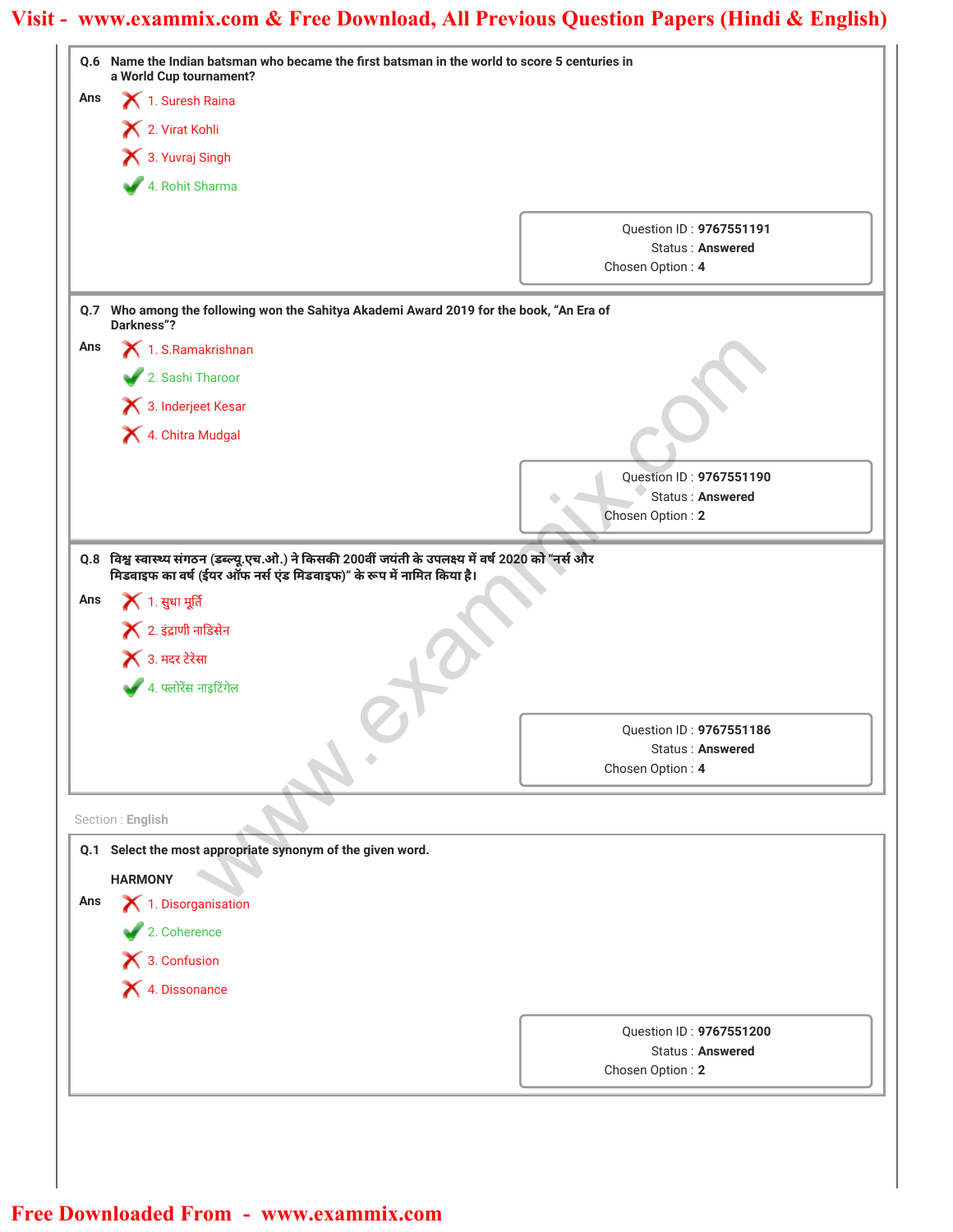**Q.6** Name the Indian batsman who became the first batsman in the world to score 5 centuries in a World Cup tournament?

Ans
1. Suresh Raina ✗
2. Virat Kohli ✗
3. Yuvraj Singh ✗
4. Rohit Sharma ✓

Question ID : **9767551191**
Status : **Answered**
Chosen Option : **4**

---

**Q.7** Who among the following won the Sahitya Akademi Award 2019 for the book, "An Era of Darkness"?

Ans
1. S.Ramakrishnan ✗
2. Sashi Tharoor ✓
3. Inderjeet Kesar ✗
4. Chitra Mudgal ✗

Question ID : **9767551190**
Status : **Answered**
Chosen Option : **2**

---

**Q.8** विश्व स्वास्थ्य संगठन (डब्ल्यू.एच.ओ.) ने किसकी 200वीं जयंती के उपलक्ष्य में वर्ष 2020 को "नर्स और मिडवाइफ का वर्ष (ईयर ऑफ नर्स एंड मिडवाइफ)" के रूप में नामित किया है।

Ans
1. सुधा मूर्ति ✗
2. इंद्राणी नाडिसेन ✗
3. मदर टेरेसा ✗
4. फ्लोरेंस नाइटिंगेल ✓

Question ID : **9767551186**
Status : **Answered**
Chosen Option : **4**

---

Section : **English**

**Q.1** Select the most appropriate synonym of the given word.

HARMONY

Ans
1. Disorganisation ✗
2. Coherence ✓
3. Confusion ✗
4. Dissonance ✗

Question ID : **9767551200**
Status : **Answered**
Chosen Option : **2**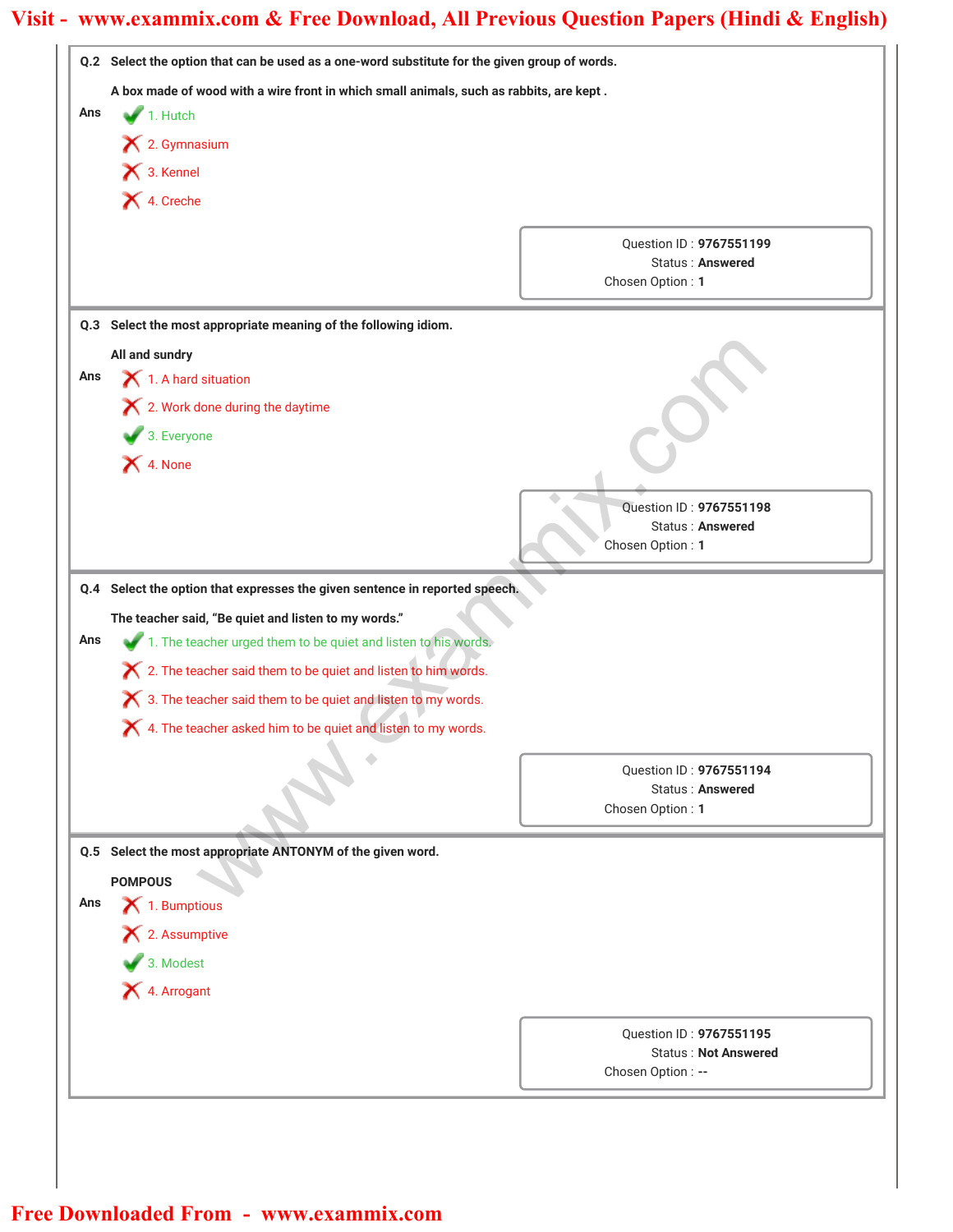**Q.2 Select the option that can be used as a one-word substitute for the given group of words.**

**A box made of wood with a wire front in which small animals, such as rabbits, are kept .**

Ans
1. Hutch ✔
2. Gymnasium ✘
3. Kennel ✘
4. Creche ✘

Question ID : **9767551199**
Status : **Answered**
Chosen Option : **1**

---

**Q.3 Select the most appropriate meaning of the following idiom.**

**All and sundry**

Ans
1. A hard situation ✘
2. Work done during the daytime ✘
3. Everyone ✔
4. None ✘

Question ID : **9767551198**
Status : **Answered**
Chosen Option : **1**

---

**Q.4 Select the option that expresses the given sentence in reported speech.**

**The teacher said, "Be quiet and listen to my words."**

Ans
1. The teacher urged them to be quiet and listen to his words. ✔
2. The teacher said them to be quiet and listen to him words. ✘
3. The teacher said them to be quiet and listen to my words. ✘
4. The teacher asked him to be quiet and listen to my words. ✘

Question ID : **9767551194**
Status : **Answered**
Chosen Option : **1**

---

**Q.5 Select the most appropriate ANTONYM of the given word.**

**POMPOUS**

Ans
1. Bumptious ✘
2. Assumptive ✘
3. Modest ✔
4. Arrogant ✘

Question ID : **9767551195**
Status : **Not Answered**
Chosen Option : **--**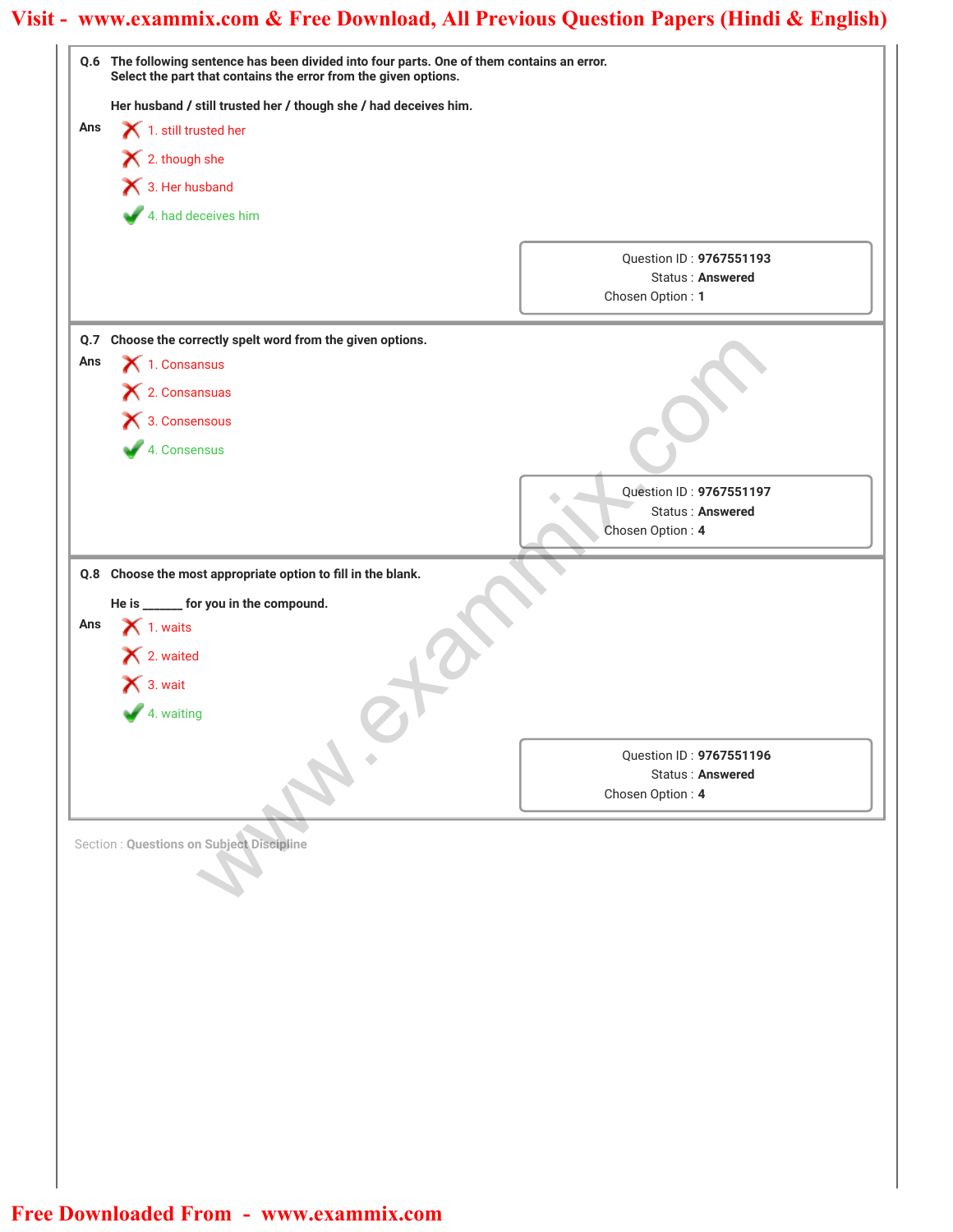**Q.6** **The following sentence has been divided into four parts. One of them contains an error. Select the part that contains the error from the given options.**

**Her husband / still trusted her / though she / had deceives him.**

**Ans**

1. still trusted her ✗
2. though she ✗
3. Her husband ✗
4. had deceives him ✓

Question ID : **9767551193**
Status : **Answered**
Chosen Option : **1**

---

**Q.7** **Choose the correctly spelt word from the given options.**

**Ans**

1. Consansus ✗
2. Consansuas ✗
3. Consensous ✗
4. Consensus ✓

Question ID : **9767551197**
Status : **Answered**
Chosen Option : **4**

---

**Q.8** **Choose the most appropriate option to fill in the blank.**

**He is ______ for you in the compound.**

**Ans**

1. waits ✗
2. waited ✗
3. wait ✗
4. waiting ✓

Question ID : **9767551196**
Status : **Answered**
Chosen Option : **4**

---

Section : **Questions on Subject Discipline**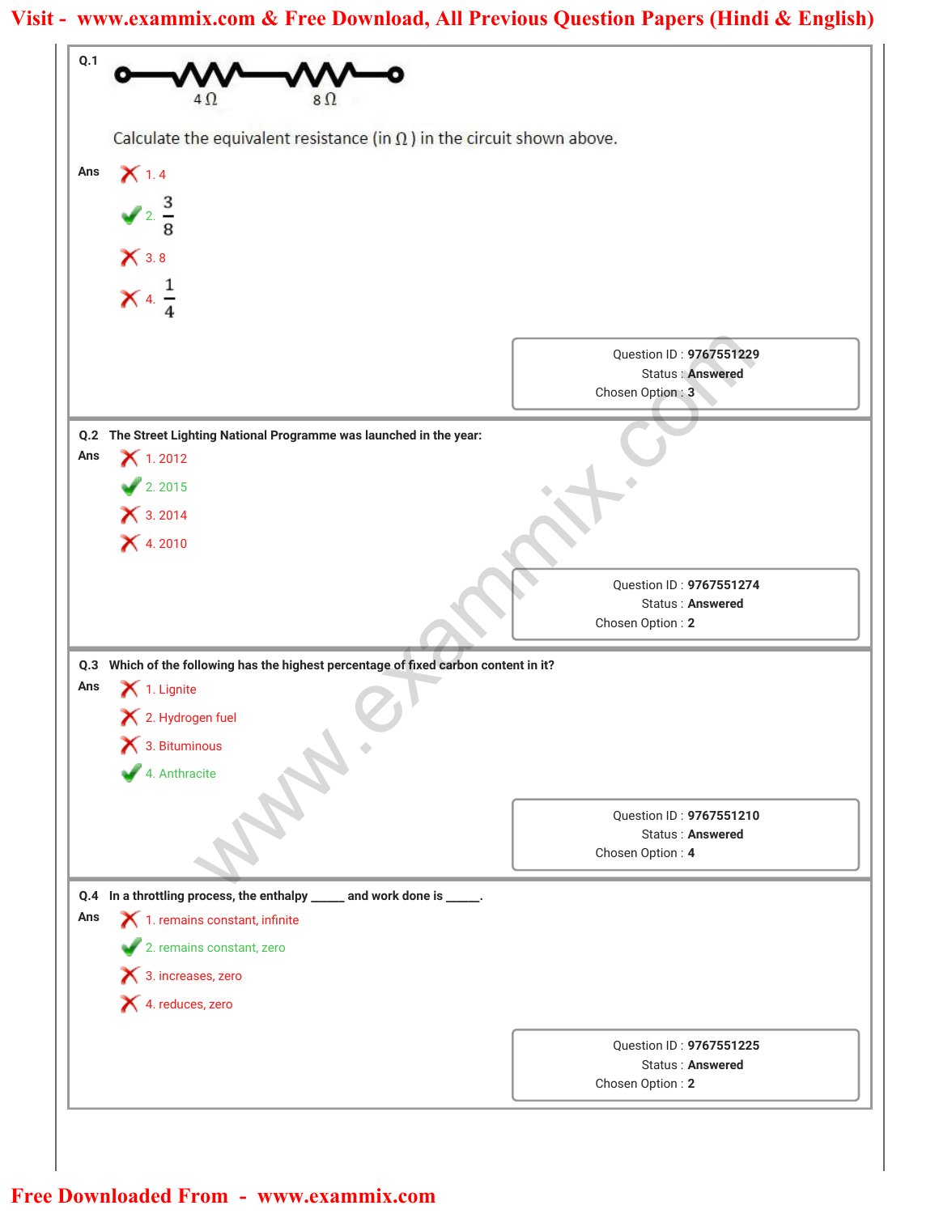**Q.1**

4 Ω  8 Ω

Calculate the equivalent resistance (in Ω) in the circuit shown above.

**Ans**

✗ 1. 4

✓ 2. $\frac{3}{8}$

✗ 3. 8

✗ 4. $\frac{1}{4}$

Question ID : **9767551229**
Status : **Answered**
Chosen Option : **3**

---

**Q.2 The Street Lighting National Programme was launched in the year:**

**Ans**

✗ 1. 2012

✓ 2. 2015

✗ 3. 2014

✗ 4. 2010

Question ID : **9767551274**
Status : **Answered**
Chosen Option : **2**

---

**Q.3 Which of the following has the highest percentage of fixed carbon content in it?**

**Ans**

✗ 1. Lignite

✗ 2. Hydrogen fuel

✗ 3. Bituminous

✓ 4. Anthracite

Question ID : **9767551210**
Status : **Answered**
Chosen Option : **4**

---

**Q.4 In a throttling process, the enthalpy _____ and work done is _____.**

**Ans**

✗ 1. remains constant, infinite

✓ 2. remains constant, zero

✗ 3. increases, zero

✗ 4. reduces, zero

Question ID : **9767551225**
Status : **Answered**
Chosen Option : **2**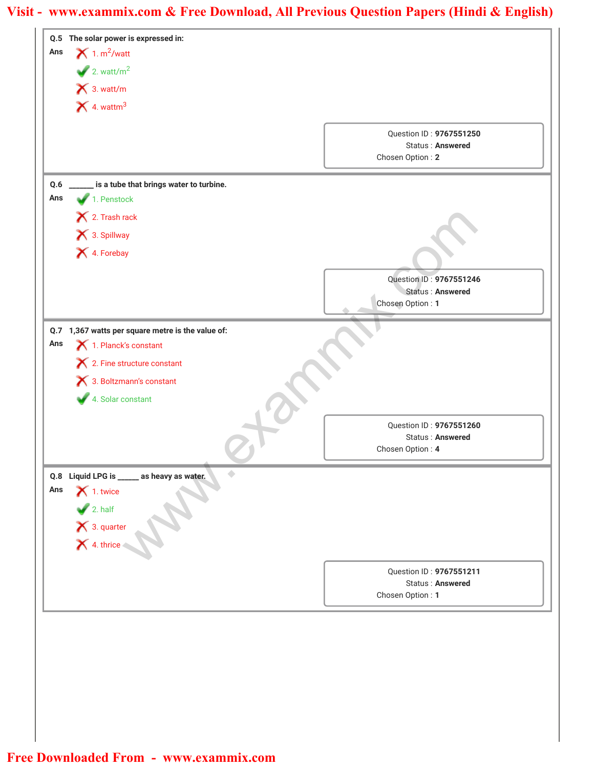**Q.5** **The solar power is expressed in:**

**Ans**

✗ 1. $m^2$/watt

✓ 2. watt/$m^2$

✗ 3. watt/m

✗ 4. watt$m^3$

Question ID : **9767551250**
Status : **Answered**
Chosen Option : **2**

**Q.6** **\_\_\_\_\_\_ is a tube that brings water to turbine.**

**Ans**

✓ 1. Penstock

✗ 2. Trash rack

✗ 3. Spillway

✗ 4. Forebay

Question ID : **9767551246**
Status : **Answered**
Chosen Option : **1**

**Q.7** **1,367 watts per square metre is the value of:**

**Ans**

✗ 1. Planck's constant

✗ 2. Fine structure constant

✗ 3. Boltzmann's constant

✓ 4. Solar constant

Question ID : **9767551260**
Status : **Answered**
Chosen Option : **4**

**Q.8** **Liquid LPG is \_\_\_\_\_ as heavy as water.**

**Ans**

✗ 1. twice

✓ 2. half

✗ 3. quarter

✗ 4. thrice

Question ID : **9767551211**
Status : **Answered**
Chosen Option : **1**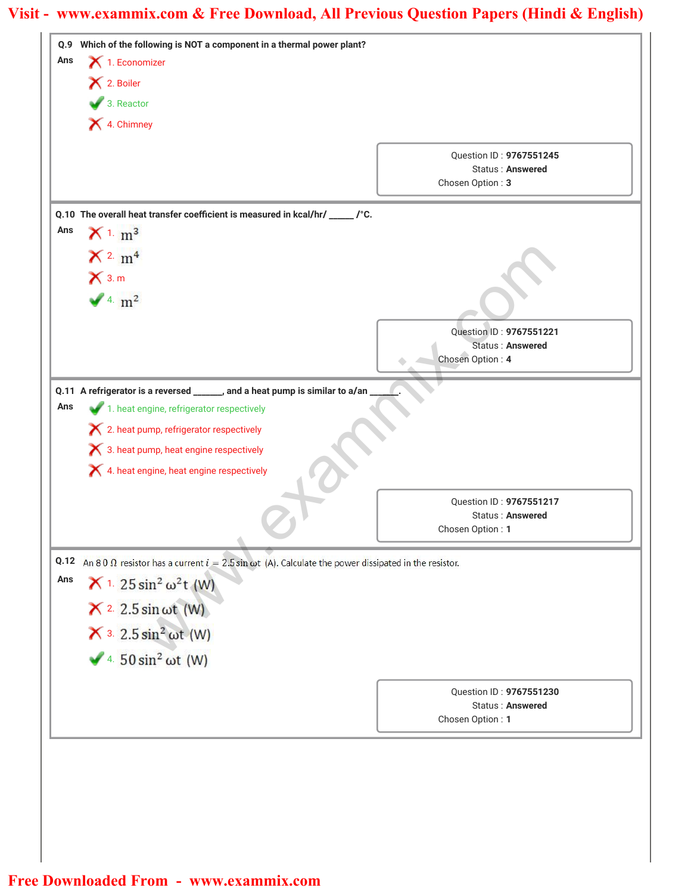**Q.9** Which of the following is NOT a component in a thermal power plant?

**Ans**

✗ 1. Economizer

✗ 2. Boiler

✓ 3. Reactor

✗ 4. Chimney

Question ID : **9767551245**
Status : **Answered**
Chosen Option : **3**

---

**Q.10** The overall heat transfer coefficient is measured in kcal/hr/ _____ /°C.

**Ans**

✗ 1. $m^3$

✗ 2. $m^4$

✗ 3. m

✓ 4. $m^2$

Question ID : **9767551221**
Status : **Answered**
Chosen Option : **4**

---

**Q.11** A refrigerator is a reversed ______, and a heat pump is similar to a/an ______.

**Ans**

✓ 1. heat engine, refrigerator respectively

✗ 2. heat pump, refrigerator respectively

✗ 3. heat pump, heat engine respectively

✗ 4. heat engine, heat engine respectively

Question ID : **9767551217**
Status : **Answered**
Chosen Option : **1**

---

**Q.12** An 8 0 Ω resistor has a current $i = 2.5 \sin \omega t$ (A). Calculate the power dissipated in the resistor.

**Ans**

✗ 1. $25 \sin^2 \omega^2 t$ (W)

✗ 2. $2.5 \sin \omega t$ (W)

✗ 3. $2.5 \sin^2 \omega t$ (W)

✓ 4. $50 \sin^2 \omega t$ (W)

Question ID : **9767551230**
Status : **Answered**
Chosen Option : **1**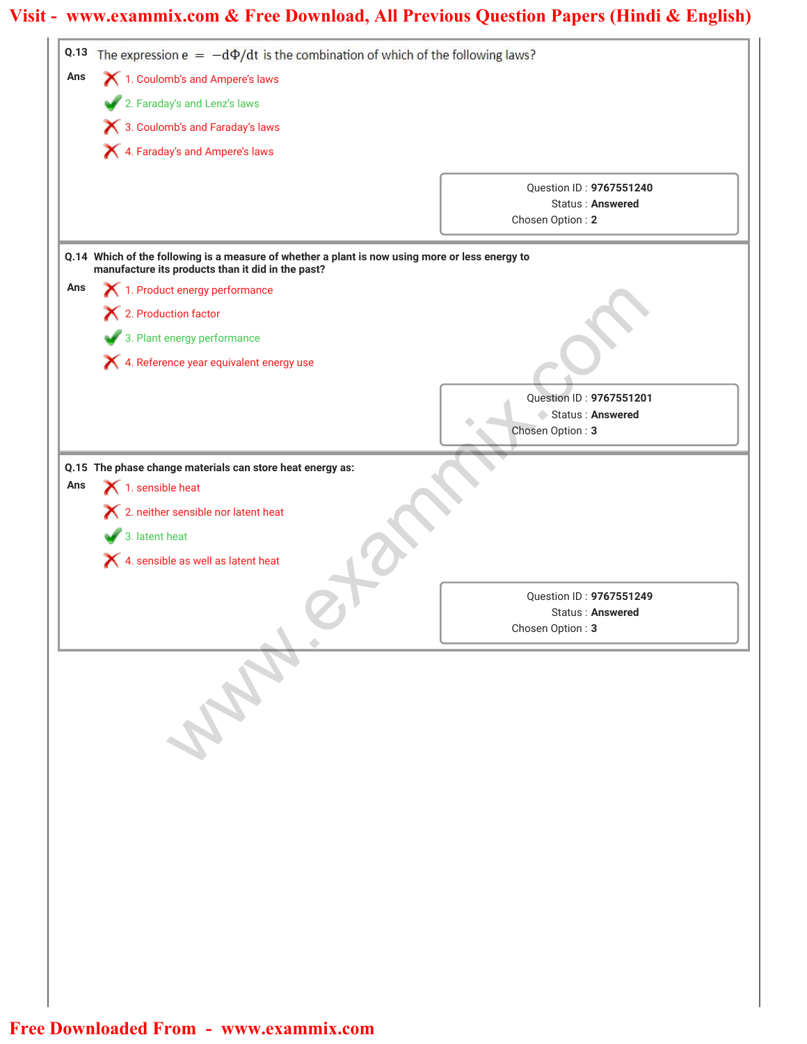**Q.13** The expression $e = -d\Phi/dt$ is the combination of which of the following laws?

**Ans**

✗ 1. Coulomb's and Ampere's laws

✓ 2. Faraday's and Lenz's laws

✗ 3. Coulomb's and Faraday's laws

✗ 4. Faraday's and Ampere's laws

Question ID : **9767551240**
Status : **Answered**
Chosen Option : **2**

**Q.14 Which of the following is a measure of whether a plant is now using more or less energy to manufacture its products than it did in the past?**

**Ans**

✗ 1. Product energy performance

✗ 2. Production factor

✓ 3. Plant energy performance

✗ 4. Reference year equivalent energy use

Question ID : **9767551201**
Status : **Answered**
Chosen Option : **3**

**Q.15 The phase change materials can store heat energy as:**

**Ans**

✗ 1. sensible heat

✗ 2. neither sensible nor latent heat

✓ 3. latent heat

✗ 4. sensible as well as latent heat

Question ID : **9767551249**
Status : **Answered**
Chosen Option : **3**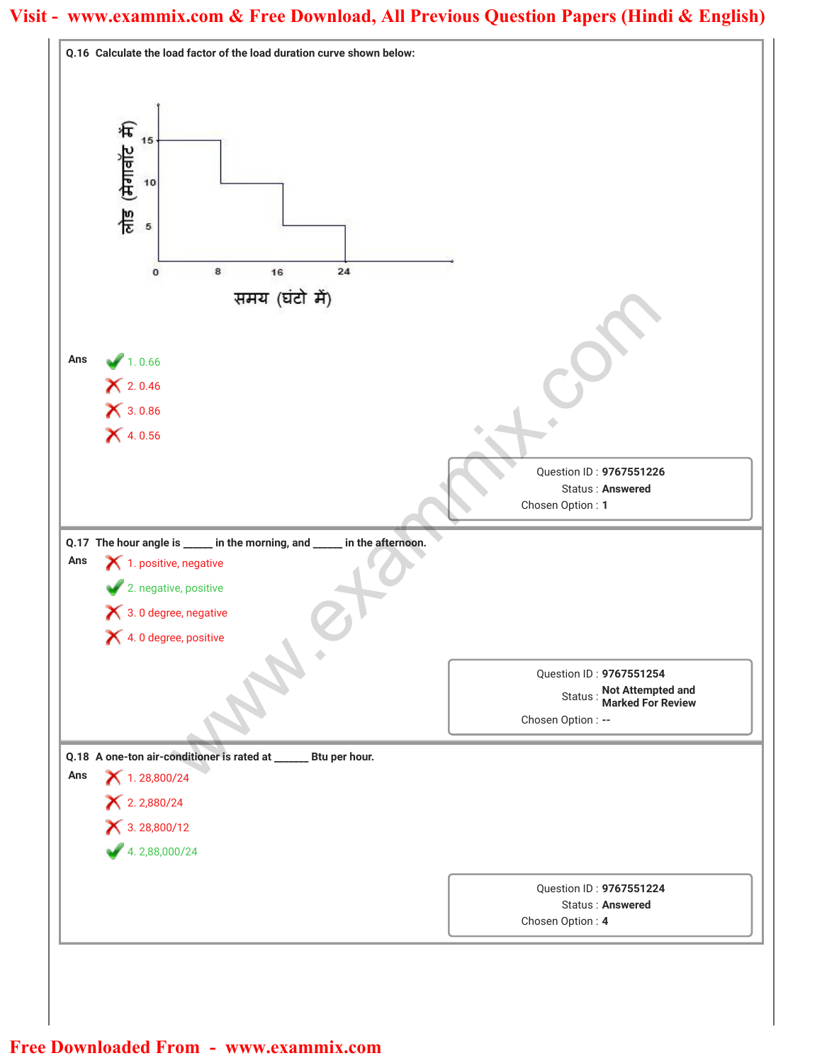**Q.16** Calculate the load factor of the load duration curve shown below:

**Ans**
1. 0.66 ✔
2. 0.46 ✘
3. 0.86 ✘
4. 0.56 ✘

Question ID : **9767551226**
Status : **Answered**
Chosen Option : **1**

**Q.17** The hour angle is _____ in the morning, and _____ in the afternoon.

**Ans**
1. positive, negative ✘
2. negative, positive ✔
3. 0 degree, negative ✘
4. 0 degree, positive ✘

Question ID : **9767551254**
Status : **Not Attempted and Marked For Review**
Chosen Option : **--**

**Q.18** A one-ton air-conditioner is rated at ______ Btu per hour.

**Ans**
1. 28,800/24 ✘
2. 2,880/24 ✘
3. 28,800/12 ✘
4. 2,88,000/24 ✔

Question ID : **9767551224**
Status : **Answered**
Chosen Option : **4**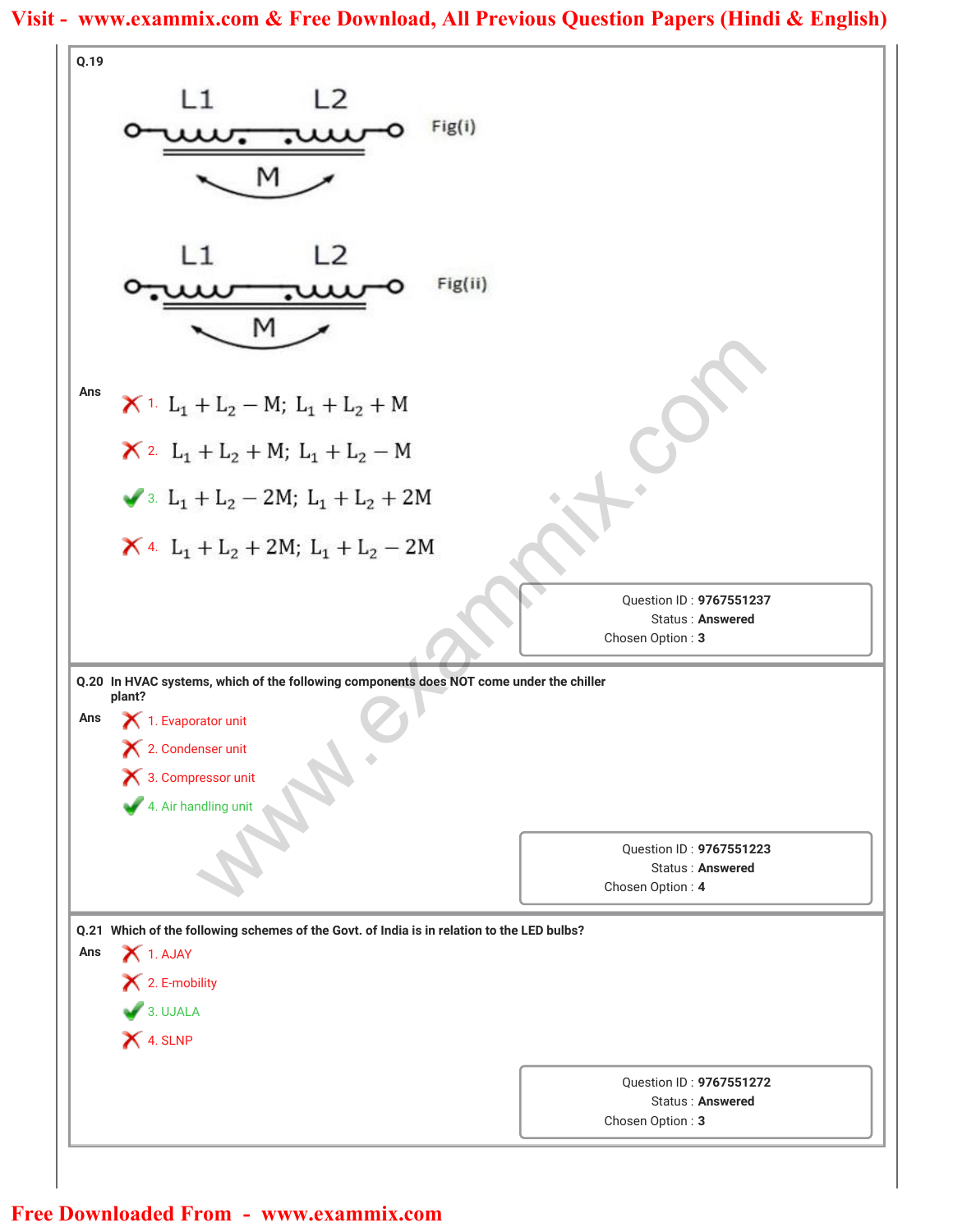**Q.19**

L1 L2 Fig(i)

M

L1 L2 Fig(ii)

M

Ans

1. $L_1 + L_2 - M;\ L_1 + L_2 + M$
2. $L_1 + L_2 + M;\ L_1 + L_2 - M$
3. $L_1 + L_2 - 2M;\ L_1 + L_2 + 2M$ ✔
4. $L_1 + L_2 + 2M;\ L_1 + L_2 - 2M$

Question ID : **9767551237**
Status : **Answered**
Chosen Option : **3**

---

**Q.20** In HVAC systems, which of the following components does NOT come under the chiller plant?

Ans

1. Evaporator unit
2. Condenser unit
3. Compressor unit
4. Air handling unit ✔

Question ID : **9767551223**
Status : **Answered**
Chosen Option : **4**

---

**Q.21** Which of the following schemes of the Govt. of India is in relation to the LED bulbs?

Ans

1. AJAY
2. E-mobility
3. UJALA ✔
4. SLNP

Question ID : **9767551272**
Status : **Answered**
Chosen Option : **3**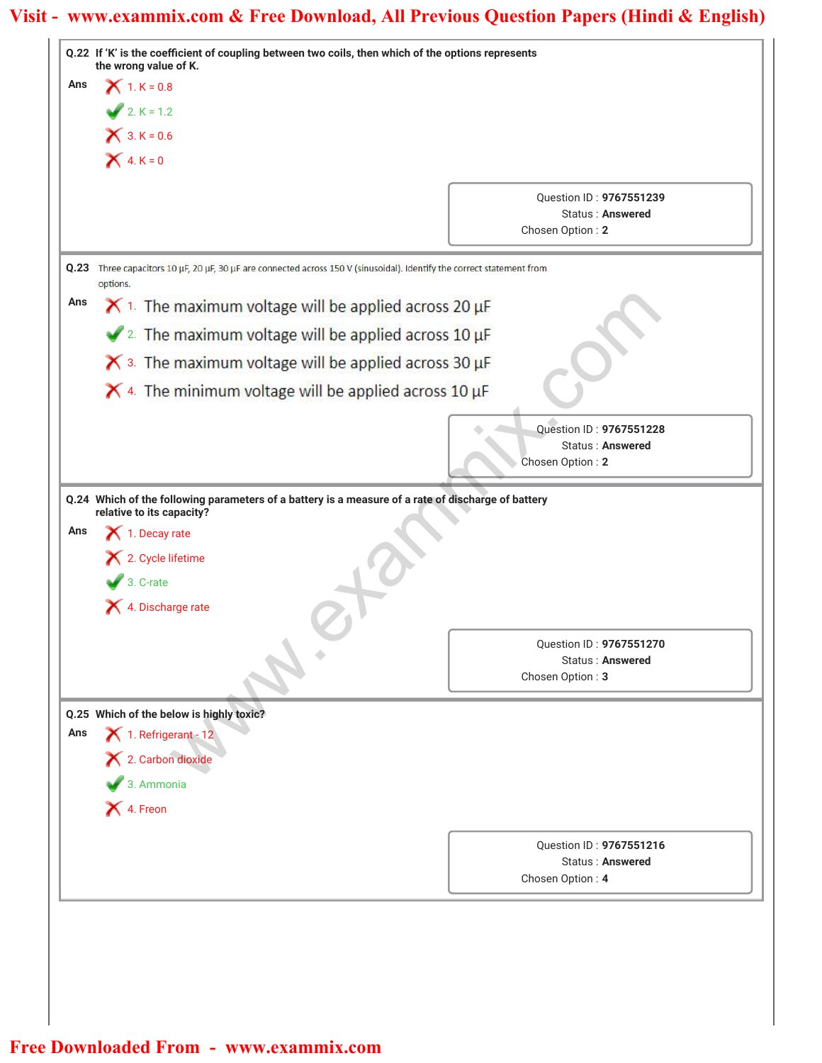**Q.22** If 'K' is the coefficient of coupling between two coils, then which of the options represents the wrong value of K.

**Ans**

1. K = 0.8 ✗
2. K = 1.2 ✓
3. K = 0.6 ✗
4. K = 0 ✗

Question ID : **9767551239**
Status : **Answered**
Chosen Option : **2**

---

**Q.23** Three capacitors 10 μF, 20 μF, 30 μF are connected across 150 V (sinusoidal). Identify the correct statement from options.

**Ans**

1. The maximum voltage will be applied across 20 μF ✗
2. The maximum voltage will be applied across 10 μF ✓
3. The maximum voltage will be applied across 30 μF ✗
4. The minimum voltage will be applied across 10 μF ✗

Question ID : **9767551228**
Status : **Answered**
Chosen Option : **2**

---

**Q.24** Which of the following parameters of a battery is a measure of a rate of discharge of battery relative to its capacity?

**Ans**

1. Decay rate ✗
2. Cycle lifetime ✗
3. C-rate ✓
4. Discharge rate ✗

Question ID : **9767551270**
Status : **Answered**
Chosen Option : **3**

---

**Q.25** Which of the below is highly toxic?

**Ans**

1. Refrigerant - 12 ✗
2. Carbon dioxide ✗
3. Ammonia ✓
4. Freon ✗

Question ID : **9767551216**
Status : **Answered**
Chosen Option : **4**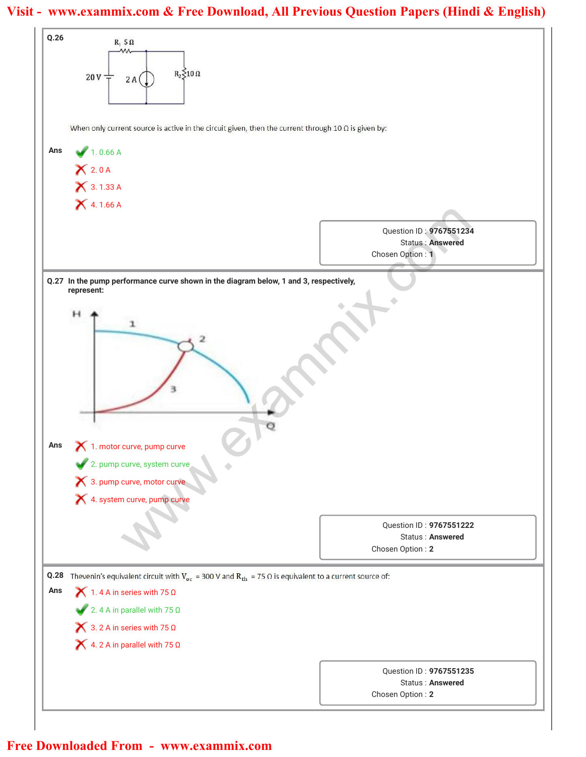**Q.26**

When only current source is active in the circuit given, then the current through 10 Ω is given by:

Ans

1. 0.66 A ✔
2. 0 A
3. 1.33 A
4. 1.66 A

Question ID : **9767551234**
Status : **Answered**
Chosen Option : **1**

---

**Q.27 In the pump performance curve shown in the diagram below, 1 and 3, respectively, represent:**

Ans

1. motor curve, pump curve
2. pump curve, system curve ✔
3. pump curve, motor curve
4. system curve, pump curve

Question ID : **9767551222**
Status : **Answered**
Chosen Option : **2**

---

**Q.28** Thevenin's equivalent circuit with $V_{oc}$ = 300 V and $R_{th}$ = 75 Ω is equivalent to a current source of:

Ans

1. 4 A in series with 75 Ω
2. 4 A in parallel with 75 Ω ✔
3. 2 A in series with 75 Ω
4. 2 A in parallel with 75 Ω

Question ID : **9767551235**
Status : **Answered**
Chosen Option : **2**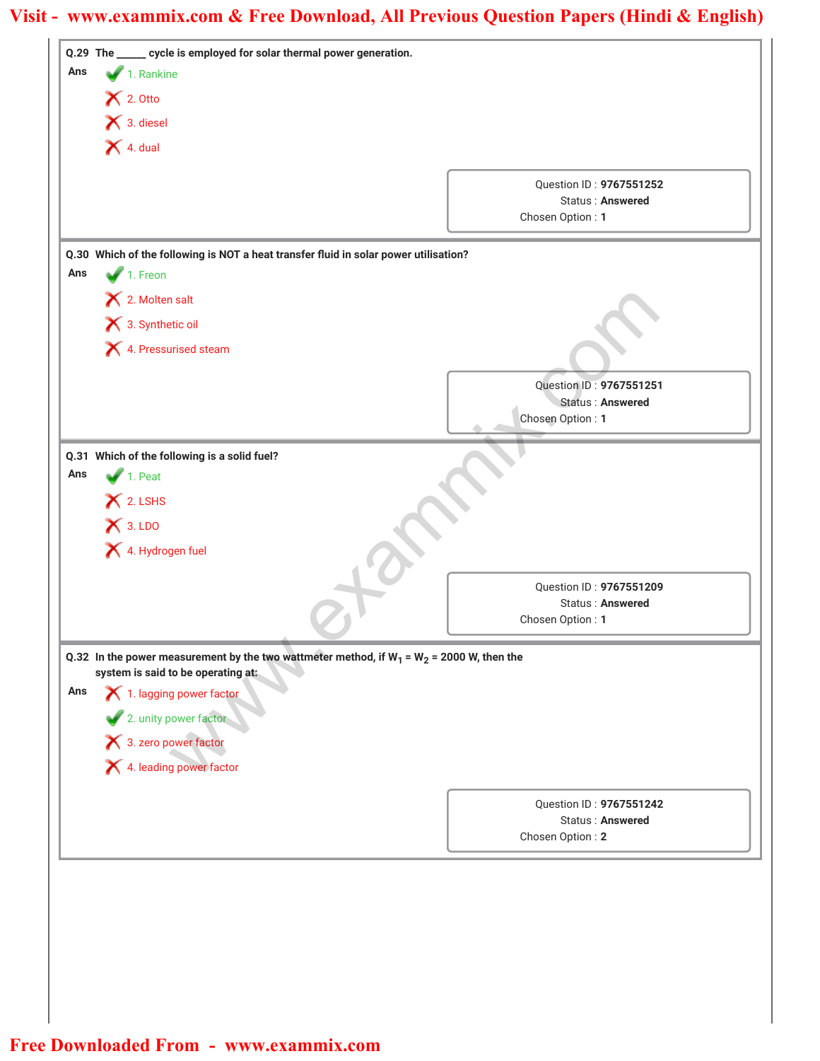**Q.29** The ______ cycle is employed for solar thermal power generation.

Ans
1. Rankine ✔
2. Otto ✘
3. diesel ✘
4. dual ✘

Question ID : **9767551252**
Status : **Answered**
Chosen Option : **1**

**Q.30** Which of the following is NOT a heat transfer fluid in solar power utilisation?

Ans
1. Freon ✔
2. Molten salt ✘
3. Synthetic oil ✘
4. Pressurised steam ✘

Question ID : **9767551251**
Status : **Answered**
Chosen Option : **1**

**Q.31** Which of the following is a solid fuel?

Ans
1. Peat ✔
2. LSHS ✘
3. LDO ✘
4. Hydrogen fuel ✘

Question ID : **9767551209**
Status : **Answered**
Chosen Option : **1**

**Q.32** In the power measurement by the two wattmeter method, if $W_1 = W_2 = 2000$ W, then the system is said to be operating at:

Ans
1. lagging power factor ✘
2. unity power factor ✔
3. zero power factor ✘
4. leading power factor ✘

Question ID : **9767551242**
Status : **Answered**
Chosen Option : **2**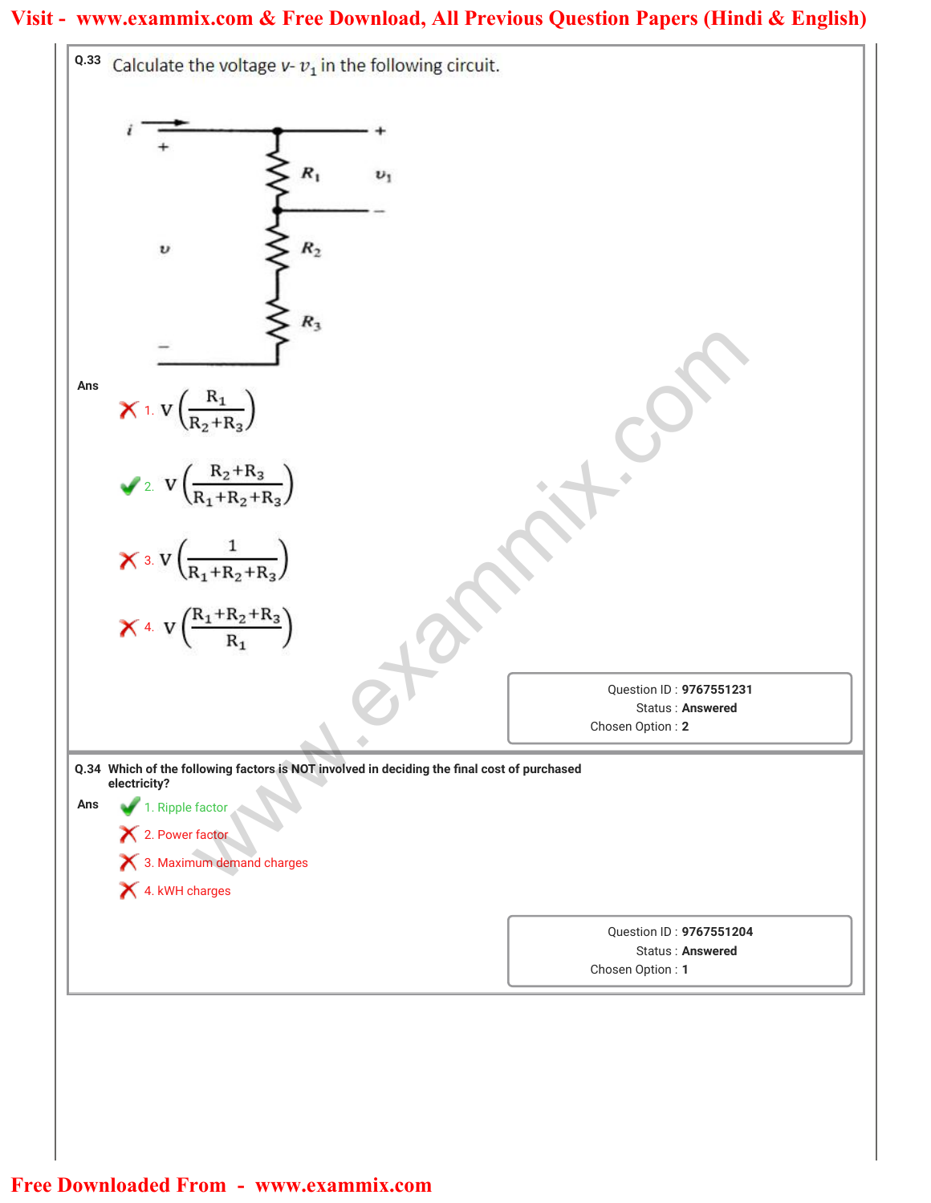**Q.33** Calculate the voltage $v - v_1$ in the following circuit.

**Ans**

1. $V\left(\frac{R_1}{R_2+R_3}\right)$

2. $V\left(\frac{R_2+R_3}{R_1+R_2+R_3}\right)$

3. $V\left(\frac{1}{R_1+R_2+R_3}\right)$

4. $V\left(\frac{R_1+R_2+R_3}{R_1}\right)$

Question ID : **9767551231**
Status : **Answered**
Chosen Option : **2**

**Q.34 Which of the following factors is NOT involved in deciding the final cost of purchased electricity?**

**Ans**

1. Ripple factor
2. Power factor
3. Maximum demand charges
4. kWH charges

Question ID : **9767551204**
Status : **Answered**
Chosen Option : **1**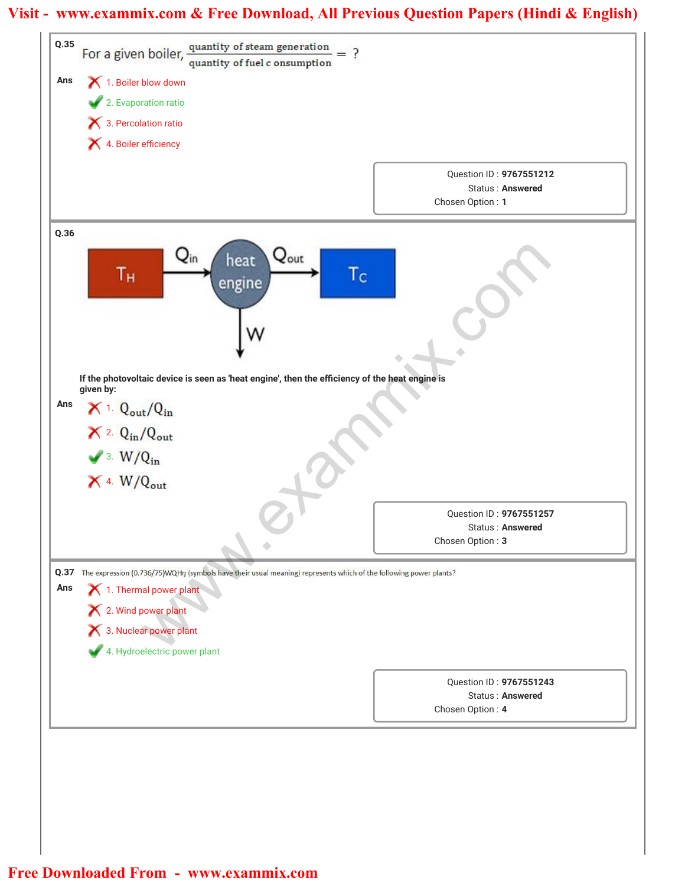**Q.35** For a given boiler, $\frac{\text{quantity of steam generation}}{\text{quantity of fuel c onsumption}} = ?$

**Ans**

1. Boiler blow down
2. Evaporation ratio ✔
3. Percolation ratio
4. Boiler efficiency

Question ID : **9767551212**
Status : **Answered**
Chosen Option : **1**

---

**Q.36**

$T_H$ → $Q_{in}$ → heat engine → $Q_{out}$ → $T_C$; heat engine → $W$

**If the photovoltaic device is seen as 'heat engine', then the efficiency of the heat engine is given by:**

**Ans**

1. $Q_{out}/Q_{in}$
2. $Q_{in}/Q_{out}$
3. $W/Q_{in}$ ✔
4. $W/Q_{out}$

Question ID : **9767551257**
Status : **Answered**
Chosen Option : **3**

---

**Q.37** The expression (0.736/75)WQHη (symbols have their usual meaning) represents which of the following power plants?

**Ans**

1. Thermal power plant
2. Wind power plant
3. Nuclear power plant
4. Hydroelectric power plant ✔

Question ID : **9767551243**
Status : **Answered**
Chosen Option : **4**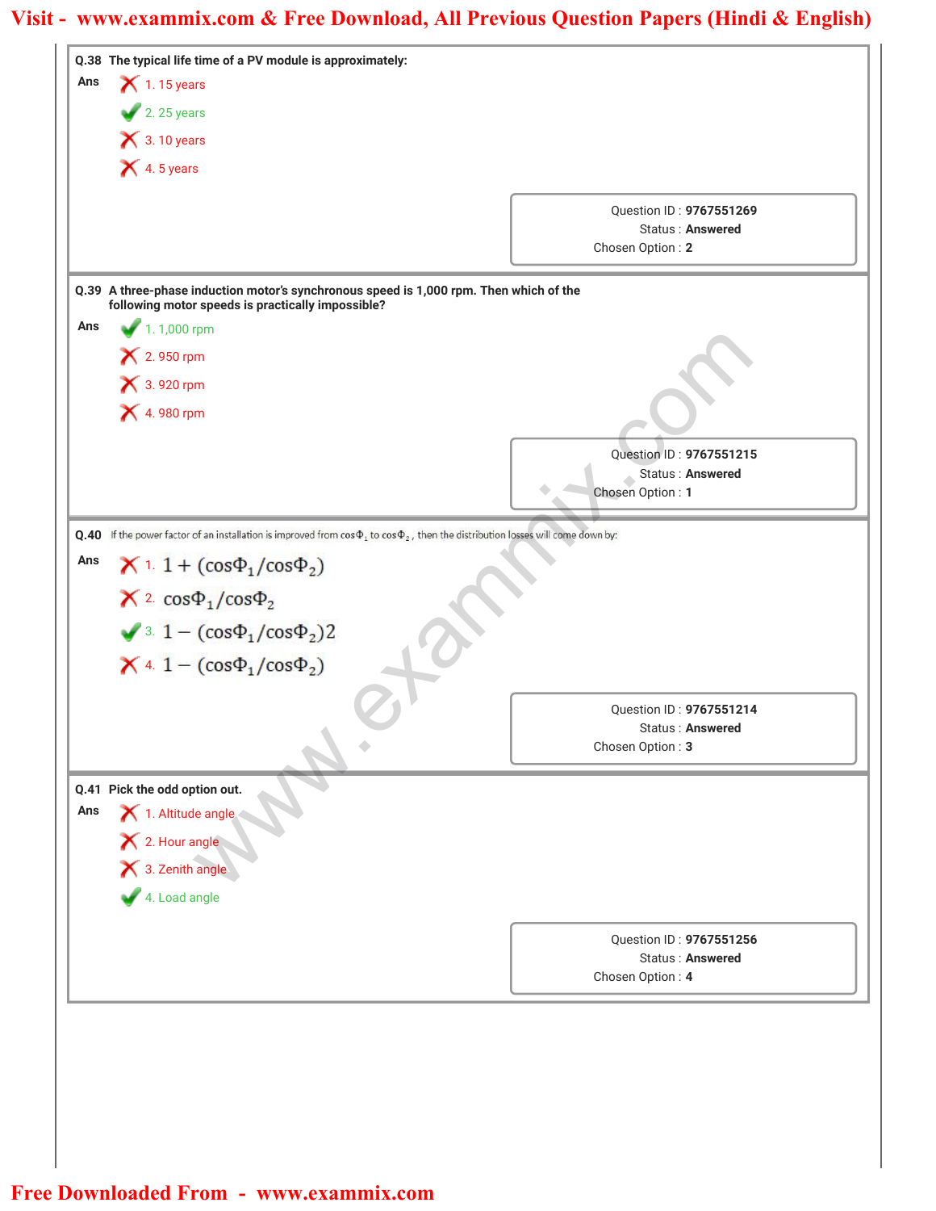**Q.38** The typical life time of a PV module is approximately:

Ans
1. 15 years ✗
2. 25 years ✓
3. 10 years ✗
4. 5 years ✗

Question ID : **9767551269**
Status : **Answered**
Chosen Option : **2**

**Q.39** A three-phase induction motor's synchronous speed is 1,000 rpm. Then which of the following motor speeds is practically impossible?

Ans
1. 1,000 rpm ✓
2. 950 rpm ✗
3. 920 rpm ✗
4. 980 rpm ✗

Question ID : **9767551215**
Status : **Answered**
Chosen Option : **1**

**Q.40** If the power factor of an installation is improved from $\cos\Phi_1$ to $\cos\Phi_2$, then the distribution losses will come down by:

Ans
1. $1 + (\cos\Phi_1/\cos\Phi_2)$ ✗
2. $\cos\Phi_1/\cos\Phi_2$ ✗
3. $1 - (\cos\Phi_1/\cos\Phi_2)2$ ✓
4. $1 - (\cos\Phi_1/\cos\Phi_2)$ ✗

Question ID : **9767551214**
Status : **Answered**
Chosen Option : **3**

**Q.41** Pick the odd option out.

Ans
1. Altitude angle ✗
2. Hour angle ✗
3. Zenith angle ✗
4. Load angle ✓

Question ID : **9767551256**
Status : **Answered**
Chosen Option : **4**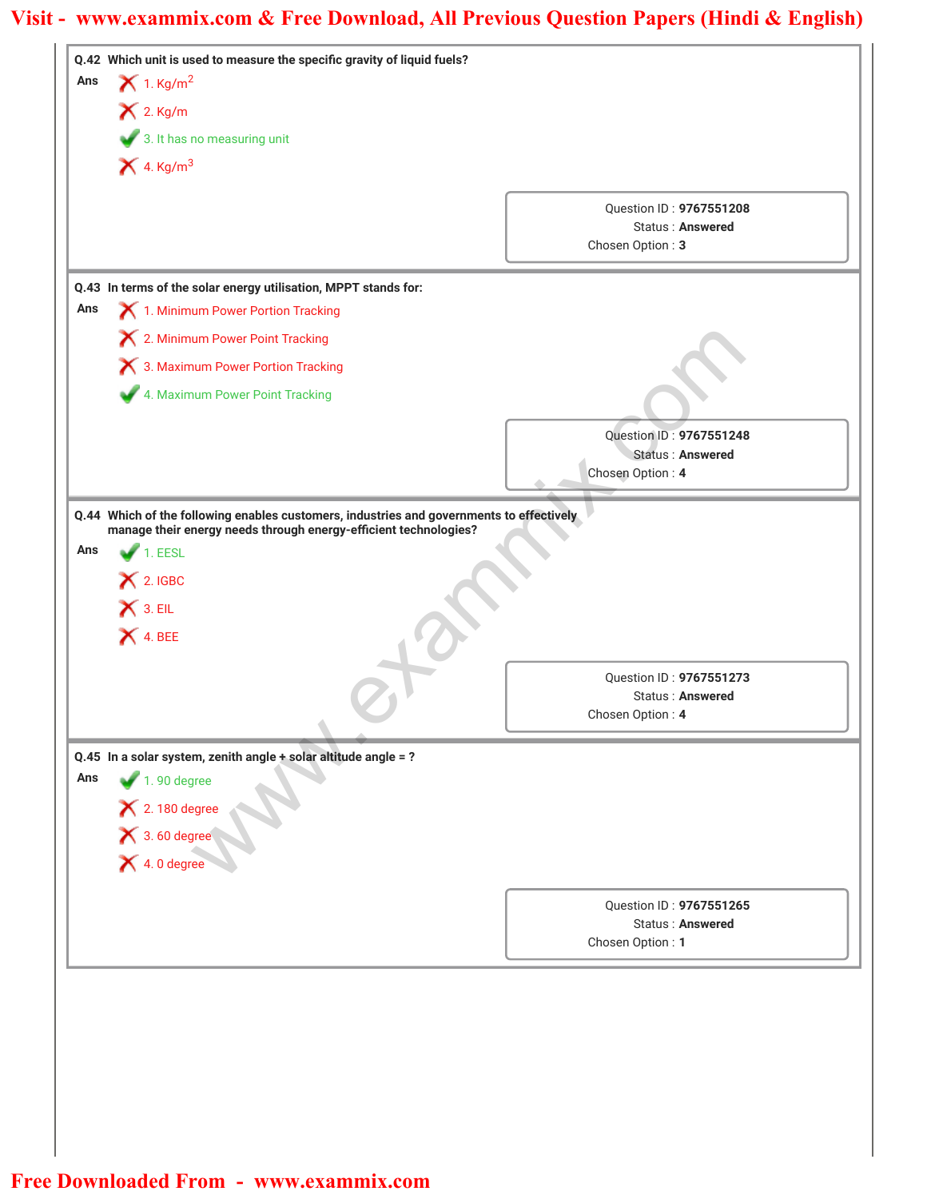**Q.42** Which unit is used to measure the specific gravity of liquid fuels?

Ans

✗ 1. $Kg/m^2$

✗ 2. Kg/m

✓ 3. It has no measuring unit

✗ 4. $Kg/m^3$

Question ID : **9767551208**
Status : **Answered**
Chosen Option : **3**

**Q.43** In terms of the solar energy utilisation, MPPT stands for:

Ans

✗ 1. Minimum Power Portion Tracking

✗ 2. Minimum Power Point Tracking

✗ 3. Maximum Power Portion Tracking

✓ 4. Maximum Power Point Tracking

Question ID : **9767551248**
Status : **Answered**
Chosen Option : **4**

**Q.44** Which of the following enables customers, industries and governments to effectively manage their energy needs through energy-efficient technologies?

Ans

✓ 1. EESL

✗ 2. IGBC

✗ 3. EIL

✗ 4. BEE

Question ID : **9767551273**
Status : **Answered**
Chosen Option : **4**

**Q.45** In a solar system, zenith angle + solar altitude angle = ?

Ans

✓ 1. 90 degree

✗ 2. 180 degree

✗ 3. 60 degree

✗ 4. 0 degree

Question ID : **9767551265**
Status : **Answered**
Chosen Option : **1**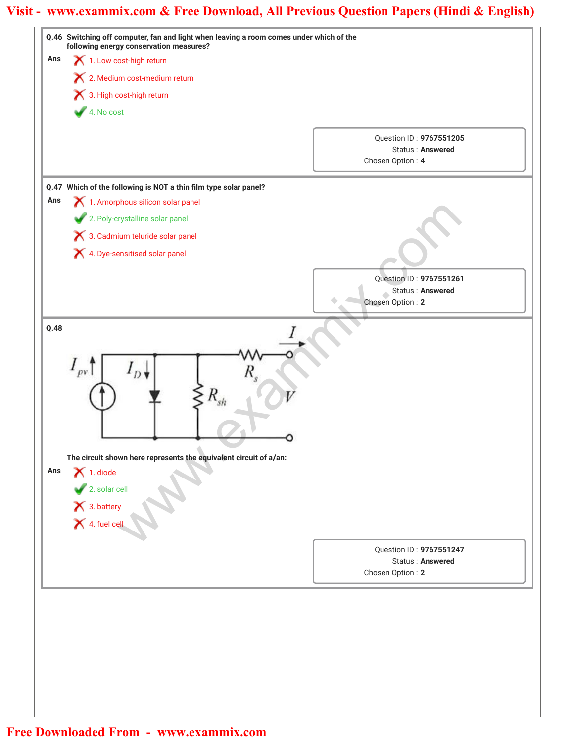**Q.46** Switching off computer, fan and light when leaving a room comes under which of the following energy conservation measures?

**Ans**

1. Low cost-high return
2. Medium cost-medium return
3. High cost-high return
4. No cost

Question ID : **9767551205**
Status : **Answered**
Chosen Option : **4**

**Q.47** Which of the following is NOT a thin film type solar panel?

**Ans**

1. Amorphous silicon solar panel
2. Poly-crystalline solar panel
3. Cadmium teluride solar panel
4. Dye-sensitised solar panel

Question ID : **9767551261**
Status : **Answered**
Chosen Option : **2**

**Q.48**

$I_{pv}$, $I_D$, $R_{sh}$, $R_s$, $I$, $V$

The circuit shown here represents the equivalent circuit of a/an:

**Ans**

1. diode
2. solar cell
3. battery
4. fuel cell

Question ID : **9767551247**
Status : **Answered**
Chosen Option : **2**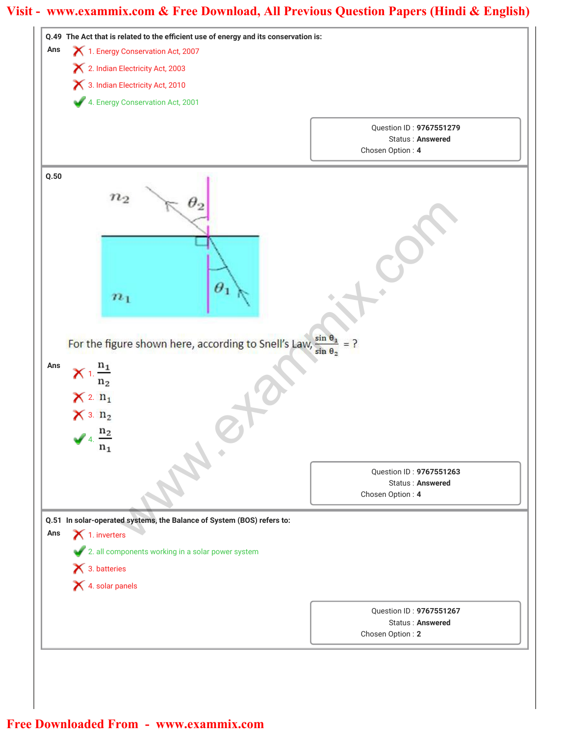**Q.49** **The Act that is related to the efficient use of energy and its conservation is:**

**Ans**

❌ 1. Energy Conservation Act, 2007

❌ 2. Indian Electricity Act, 2003

❌ 3. Indian Electricity Act, 2010

✅ 4. Energy Conservation Act, 2001

Question ID : **9767551279**
Status : **Answered**
Chosen Option : **4**

---

**Q.50**

For the figure shown here, according to Snell's Law, $\frac{\sin \theta_1}{\sin \theta_2} = ?$

**Ans**

❌ 1. $\frac{n_1}{n_2}$

❌ 2. $n_1$

❌ 3. $n_2$

✅ 4. $\frac{n_2}{n_1}$

Question ID : **9767551263**
Status : **Answered**
Chosen Option : **4**

---

**Q.51** **In solar-operated systems, the Balance of System (BOS) refers to:**

**Ans**

❌ 1. inverters

✅ 2. all components working in a solar power system

❌ 3. batteries

❌ 4. solar panels

Question ID : **9767551267**
Status : **Answered**
Chosen Option : **2**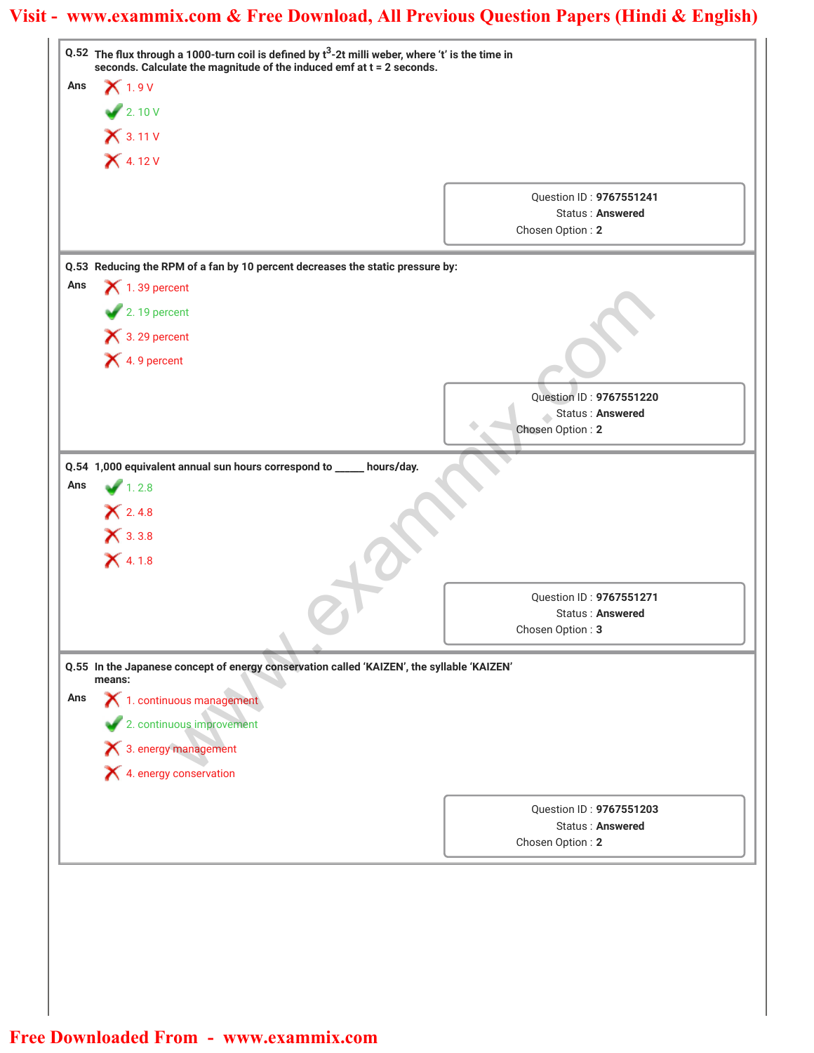**Q.52** The flux through a 1000-turn coil is defined by $t^3$-2t milli weber, where 't' is the time in seconds. Calculate the magnitude of the induced emf at t = 2 seconds.

**Ans**

- ✗ 1. 9 V
- ✓ 2. 10 V
- ✗ 3. 11 V
- ✗ 4. 12 V

Question ID : **9767551241**
Status : **Answered**
Chosen Option : **2**

---

**Q.53** Reducing the RPM of a fan by 10 percent decreases the static pressure by:

**Ans**

- ✗ 1. 39 percent
- ✓ 2. 19 percent
- ✗ 3. 29 percent
- ✗ 4. 9 percent

Question ID : **9767551220**
Status : **Answered**
Chosen Option : **2**

---

**Q.54** 1,000 equivalent annual sun hours correspond to _____ hours/day.

**Ans**

- ✓ 1. 2.8
- ✗ 2. 4.8
- ✗ 3. 3.8
- ✗ 4. 1.8

Question ID : **9767551271**
Status : **Answered**
Chosen Option : **3**

---

**Q.55** In the Japanese concept of energy conservation called 'KAIZEN', the syllable 'KAIZEN' means:

**Ans**

- ✗ 1. continuous management
- ✓ 2. continuous improvement
- ✗ 3. energy management
- ✗ 4. energy conservation

Question ID : **9767551203**
Status : **Answered**
Chosen Option : **2**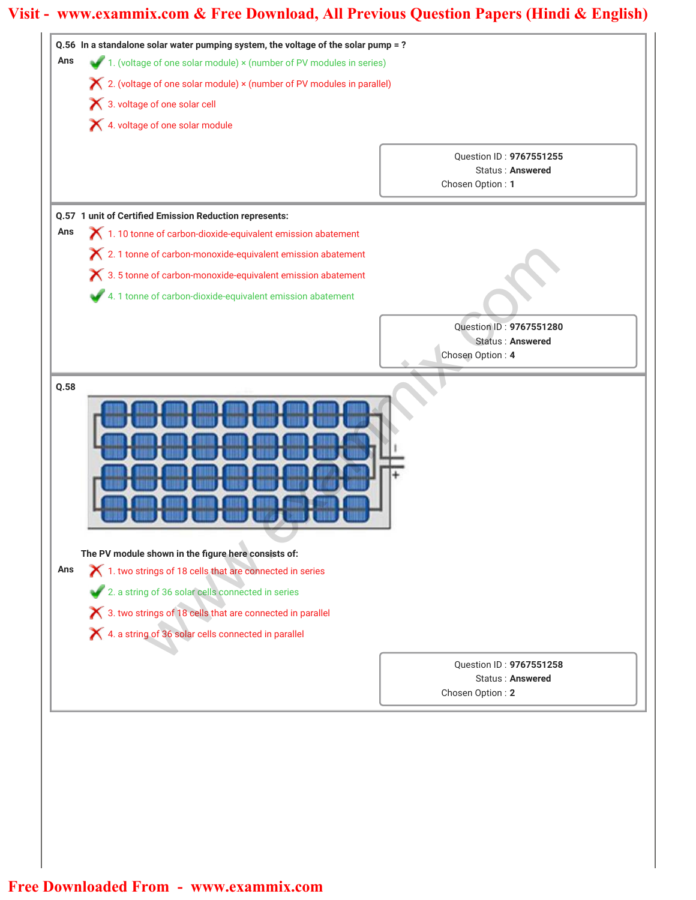**Q.56** In a standalone solar water pumping system, the voltage of the solar pump = ?

**Ans**

1. (voltage of one solar module) × (number of PV modules in series) ✔
2. (voltage of one solar module) × (number of PV modules in parallel) ✘
3. voltage of one solar cell ✘
4. voltage of one solar module ✘

Question ID : **9767551255**
Status : **Answered**
Chosen Option : **1**

---

**Q.57** 1 unit of Certified Emission Reduction represents:

**Ans**

1. 10 tonne of carbon-dioxide-equivalent emission abatement ✘
2. 1 tonne of carbon-monoxide-equivalent emission abatement ✘
3. 5 tonne of carbon-monoxide-equivalent emission abatement ✘
4. 1 tonne of carbon-dioxide-equivalent emission abatement ✔

Question ID : **9767551280**
Status : **Answered**
Chosen Option : **4**

---

**Q.58**

The PV module shown in the figure here consists of:

**Ans**

1. two strings of 18 cells that are connected in series ✘
2. a string of 36 solar cells connected in series ✔
3. two strings of 18 cells that are connected in parallel ✘
4. a string of 36 solar cells connected in parallel ✘

Question ID : **9767551258**
Status : **Answered**
Chosen Option : **2**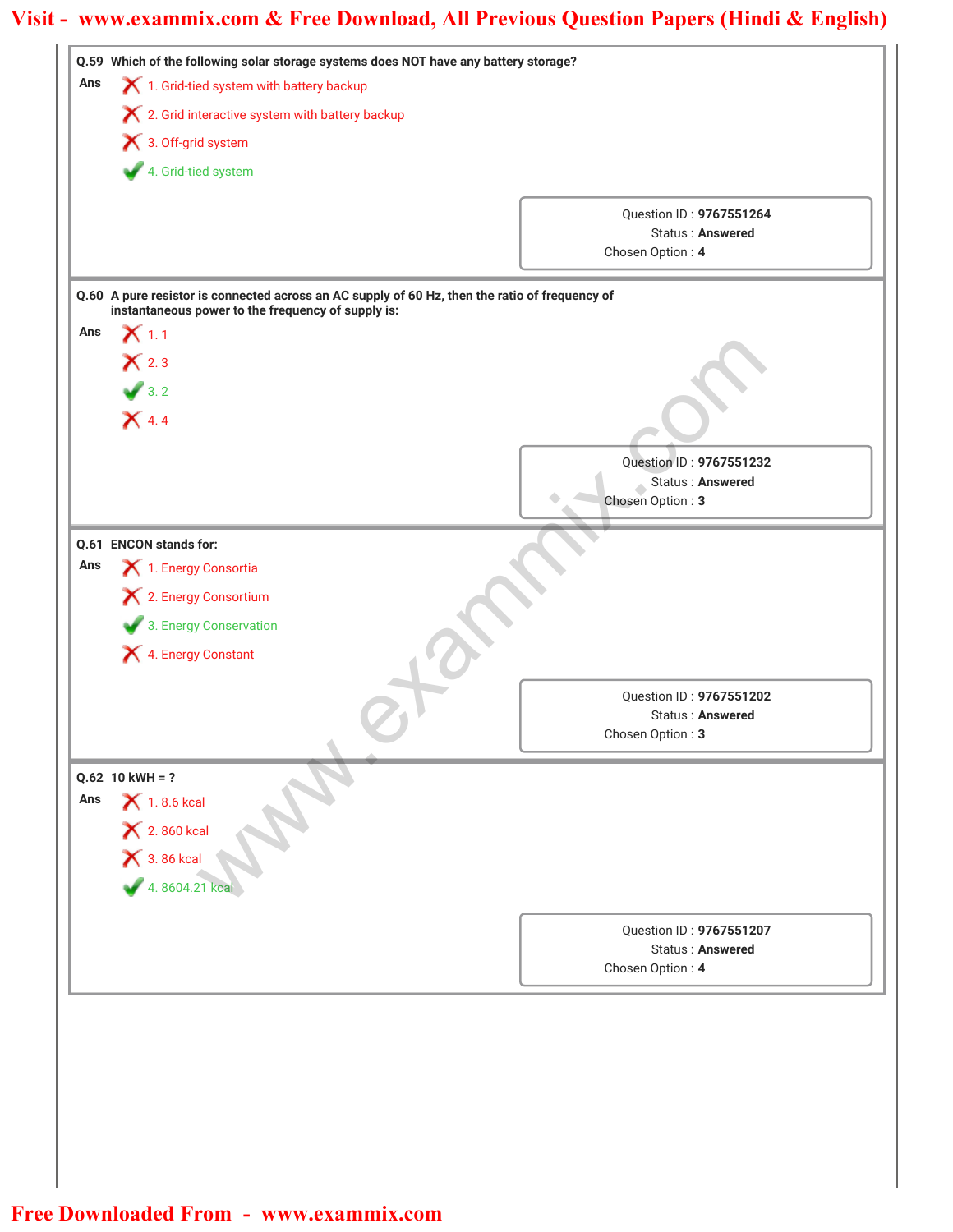**Q.59** Which of the following solar storage systems does NOT have any battery storage?

Ans

1. Grid-tied system with battery backup
2. Grid interactive system with battery backup
3. Off-grid system
4. Grid-tied system ✔

Question ID : **9767551264**
Status : **Answered**
Chosen Option : **4**

---

**Q.60** A pure resistor is connected across an AC supply of 60 Hz, then the ratio of frequency of instantaneous power to the frequency of supply is:

Ans

1. 1
2. 3
3. 2 ✔
4. 4

Question ID : **9767551232**
Status : **Answered**
Chosen Option : **3**

---

**Q.61** ENCON stands for:

Ans

1. Energy Consortia
2. Energy Consortium
3. Energy Conservation ✔
4. Energy Constant

Question ID : **9767551202**
Status : **Answered**
Chosen Option : **3**

---

**Q.62** 10 kWH = ?

Ans

1. 8.6 kcal
2. 860 kcal
3. 86 kcal
4. 8604.21 kcal ✔

Question ID : **9767551207**
Status : **Answered**
Chosen Option : **4**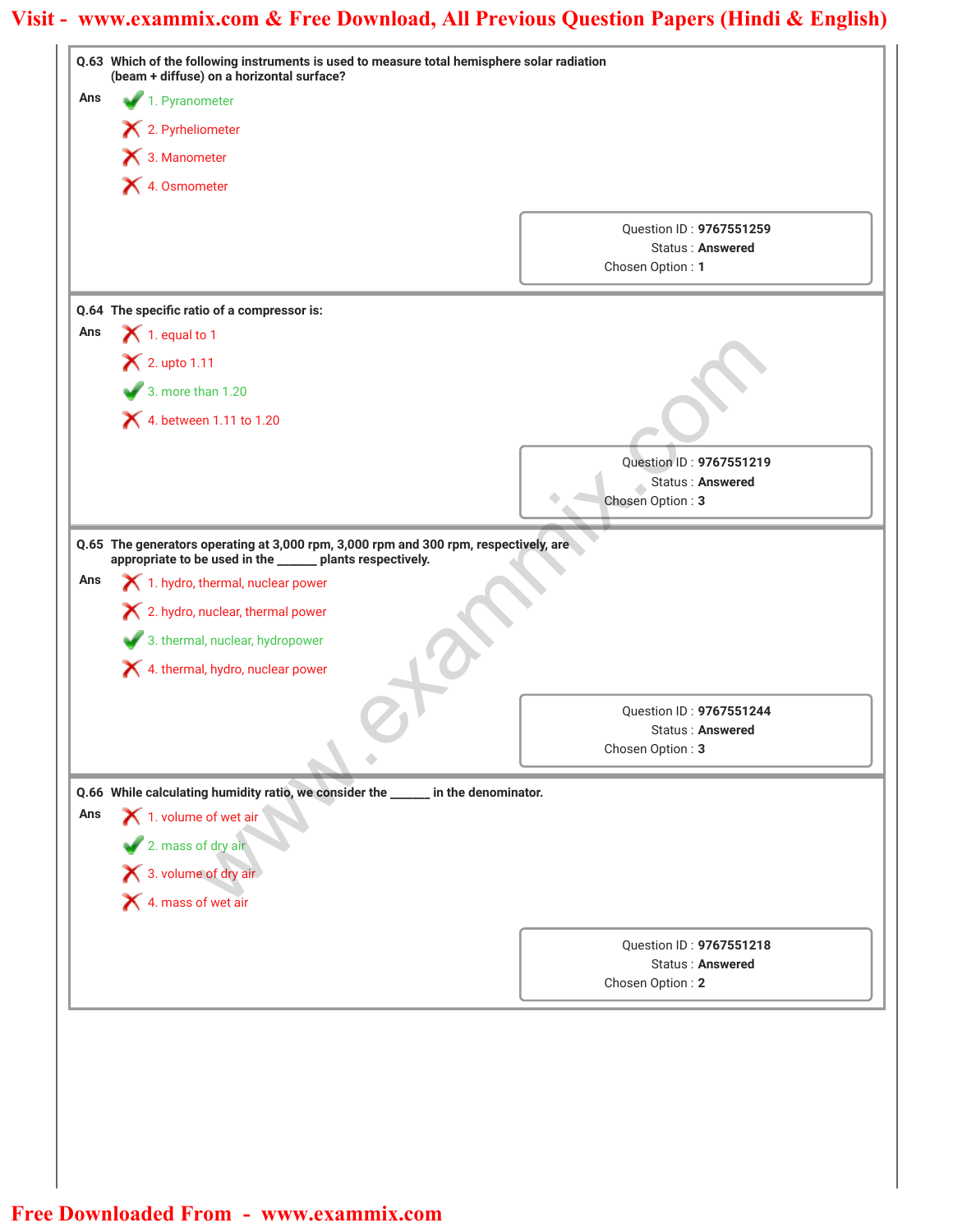**Q.63** Which of the following instruments is used to measure total hemisphere solar radiation (beam + diffuse) on a horizontal surface?

**Ans**

✔ 1. Pyranometer

✘ 2. Pyrheliometer

✘ 3. Manometer

✘ 4. Osmometer

Question ID : **9767551259**
Status : **Answered**
Chosen Option : **1**

---

**Q.64** The specific ratio of a compressor is:

**Ans**

✘ 1. equal to 1

✘ 2. upto 1.11

✔ 3. more than 1.20

✘ 4. between 1.11 to 1.20

Question ID : **9767551219**
Status : **Answered**
Chosen Option : **3**

---

**Q.65** The generators operating at 3,000 rpm, 3,000 rpm and 300 rpm, respectively, are appropriate to be used in the ______ plants respectively.

**Ans**

✘ 1. hydro, thermal, nuclear power

✘ 2. hydro, nuclear, thermal power

✔ 3. thermal, nuclear, hydropower

✘ 4. thermal, hydro, nuclear power

Question ID : **9767551244**
Status : **Answered**
Chosen Option : **3**

---

**Q.66** While calculating humidity ratio, we consider the ______ in the denominator.

**Ans**

✘ 1. volume of wet air

✔ 2. mass of dry air

✘ 3. volume of dry air

✘ 4. mass of wet air

Question ID : **9767551218**
Status : **Answered**
Chosen Option : **2**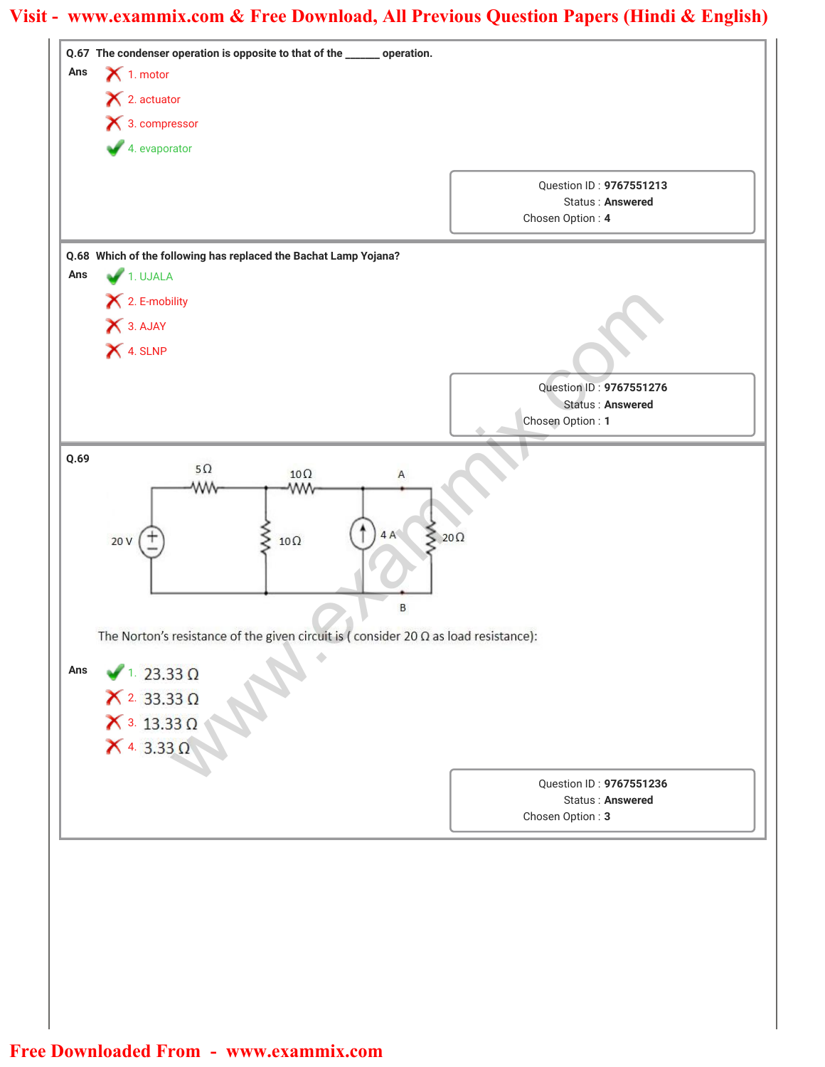**Q.67** The condenser operation is opposite to that of the ______ operation.

**Ans**

1. motor
2. actuator
3. compressor
4. evaporator ✔

Question ID : **9767551213**
Status : **Answered**
Chosen Option : **4**

---

**Q.68** Which of the following has replaced the Bachat Lamp Yojana?

**Ans**

1. UJALA ✔
2. E-mobility
3. AJAY
4. SLNP

Question ID : **9767551276**
Status : **Answered**
Chosen Option : **1**

---

**Q.69**

(Circuit: 20 V source, 5 Ω series resistor, 10 Ω shunt resistor, 10 Ω series resistor, 4 A current source, 20 Ω load between terminals A and B)

The Norton's resistance of the given circuit is ( consider 20 Ω as load resistance):

**Ans**

1. 23.33 Ω ✔
2. 33.33 Ω
3. 13.33 Ω
4. 3.33 Ω

Question ID : **9767551236**
Status : **Answered**
Chosen Option : **3**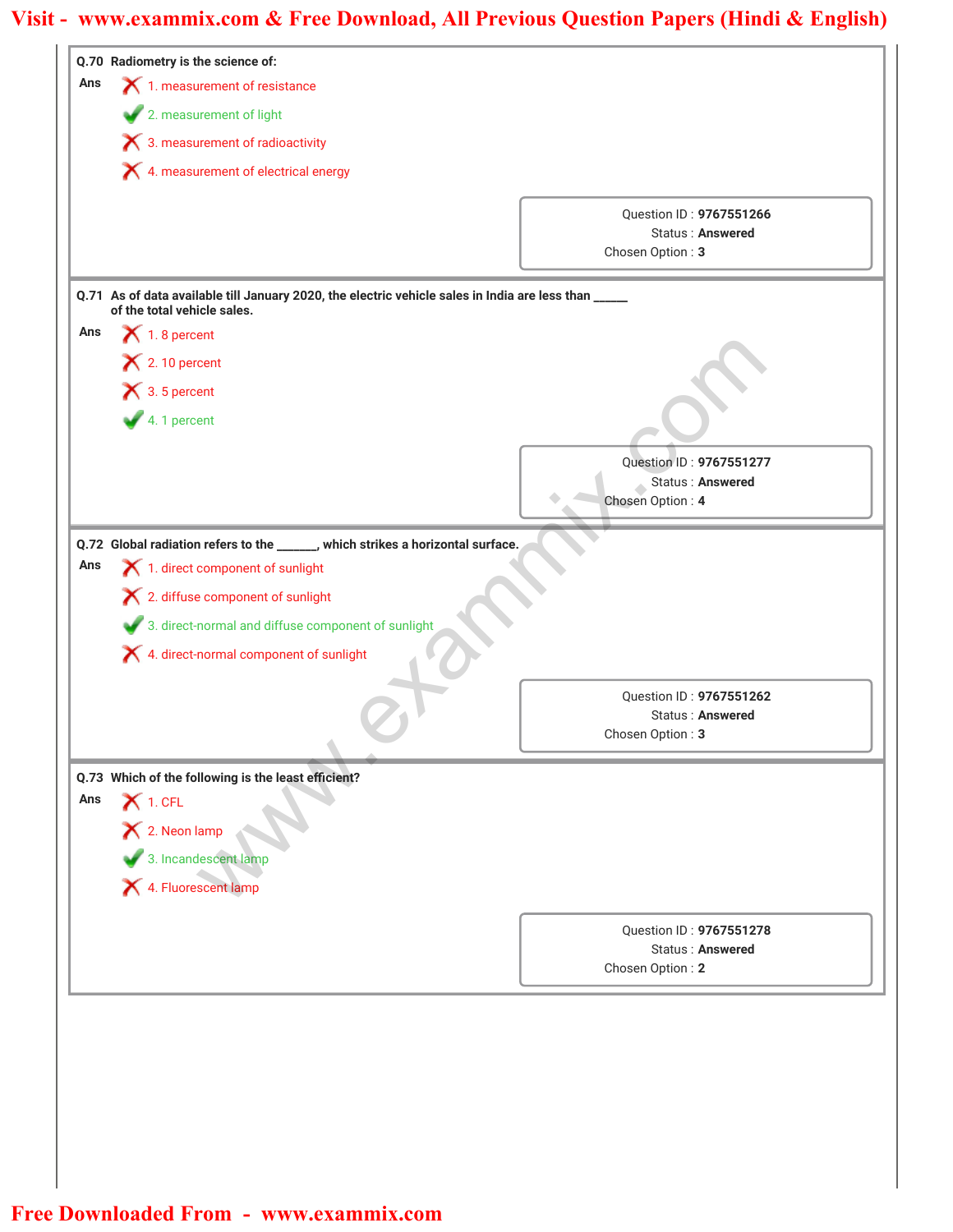**Q.70** Radiometry is the science of:

**Ans**

- ✗ 1. measurement of resistance
- ✓ 2. measurement of light
- ✗ 3. measurement of radioactivity
- ✗ 4. measurement of electrical energy

Question ID : **9767551266**
Status : **Answered**
Chosen Option : **3**

---

**Q.71** As of data available till January 2020, the electric vehicle sales in India are less than ______ of the total vehicle sales.

**Ans**

- ✗ 1. 8 percent
- ✗ 2. 10 percent
- ✗ 3. 5 percent
- ✓ 4. 1 percent

Question ID : **9767551277**
Status : **Answered**
Chosen Option : **4**

---

**Q.72** Global radiation refers to the ______, which strikes a horizontal surface.

**Ans**

- ✗ 1. direct component of sunlight
- ✗ 2. diffuse component of sunlight
- ✓ 3. direct-normal and diffuse component of sunlight
- ✗ 4. direct-normal component of sunlight

Question ID : **9767551262**
Status : **Answered**
Chosen Option : **3**

---

**Q.73** Which of the following is the least efficient?

**Ans**

- ✗ 1. CFL
- ✗ 2. Neon lamp
- ✓ 3. Incandescent lamp
- ✗ 4. Fluorescent lamp

Question ID : **9767551278**
Status : **Answered**
Chosen Option : **2**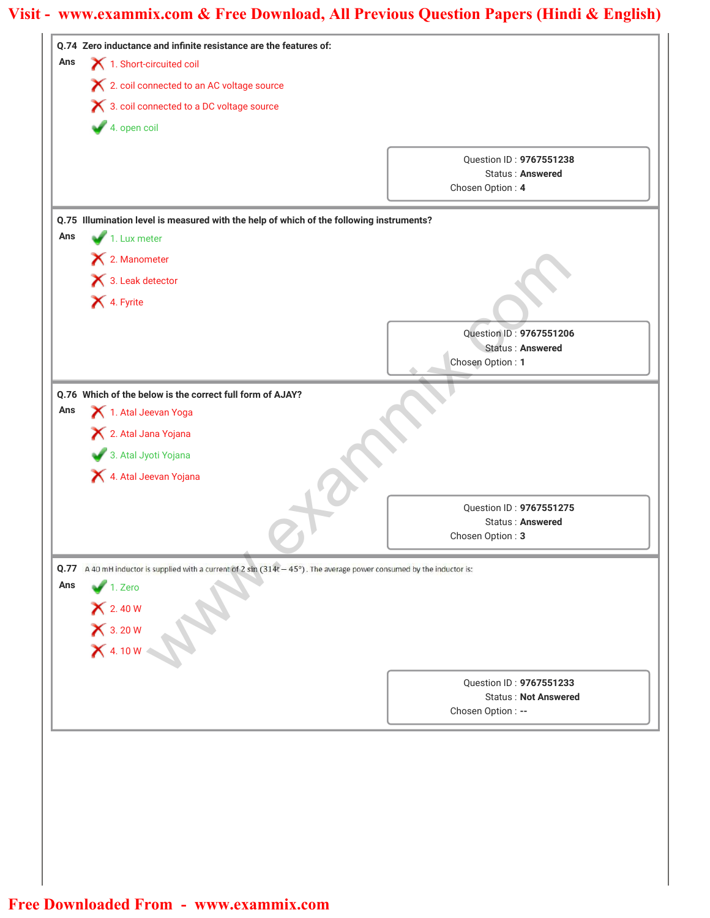**Q.74** Zero inductance and infinite resistance are the features of:

**Ans**

1. Short-circuited coil ✗
2. coil connected to an AC voltage source ✗
3. coil connected to a DC voltage source ✗
4. open coil ✓

Question ID : **9767551238**
Status : **Answered**
Chosen Option : **4**

**Q.75** Illumination level is measured with the help of which of the following instruments?

**Ans**

1. Lux meter ✓
2. Manometer ✗
3. Leak detector ✗
4. Fyrite ✗

Question ID : **9767551206**
Status : **Answered**
Chosen Option : **1**

**Q.76** Which of the below is the correct full form of AJAY?

**Ans**

1. Atal Jeevan Yoga ✗
2. Atal Jana Yojana ✗
3. Atal Jyoti Yojana ✓
4. Atal Jeevan Yojana ✗

Question ID : **9767551275**
Status : **Answered**
Chosen Option : **3**

**Q.77** A 40 mH inductor is supplied with a current of $2 \sin(314t - 45°)$. The average power consumed by the inductor is:

**Ans**

1. Zero ✓
2. 40 W ✗
3. 20 W ✗
4. 10 W ✗

Question ID : **9767551233**
Status : **Not Answered**
Chosen Option : **--**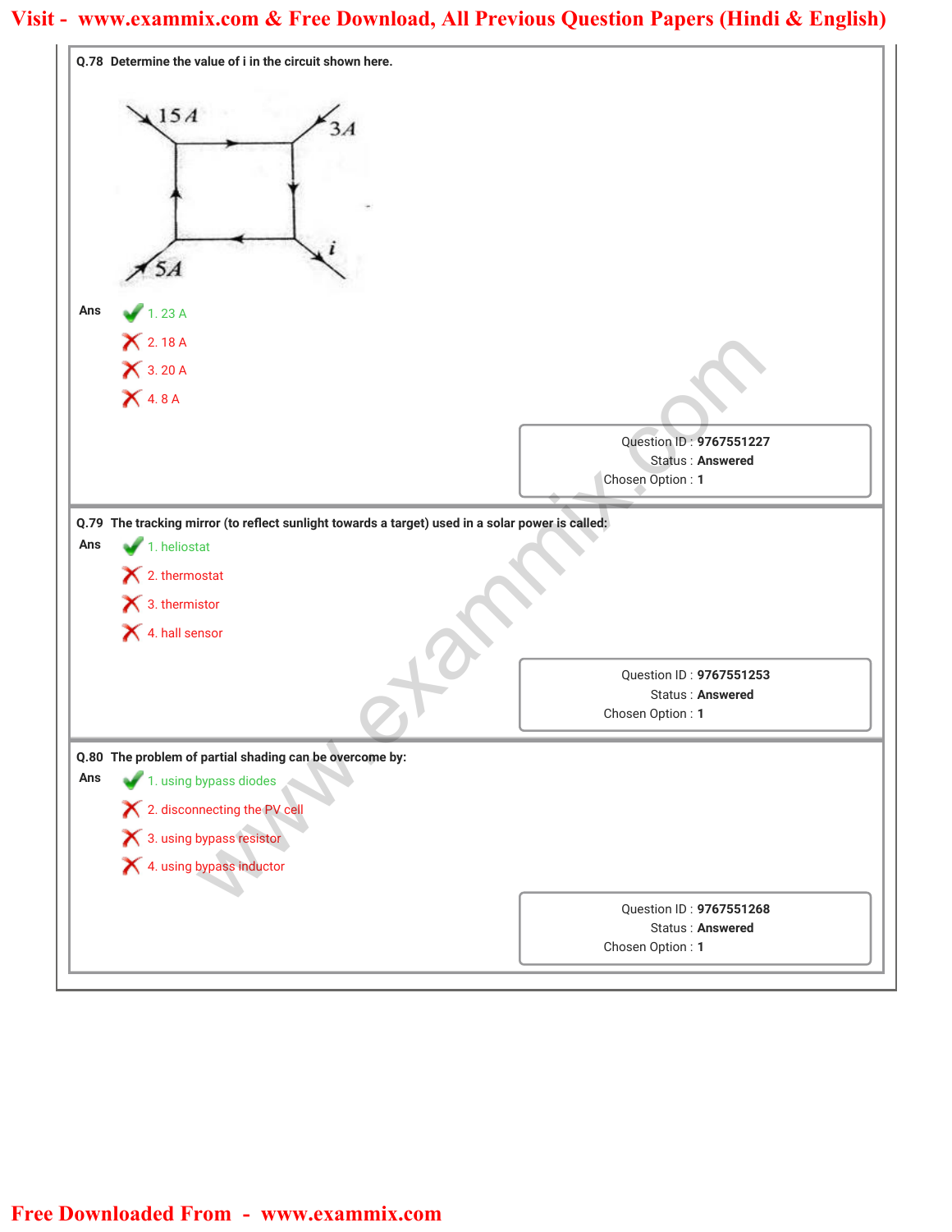**Q.78 Determine the value of i in the circuit shown here.**

15 A

3 A

5 A

i

Ans

1. 23 A ✔
2. 18 A
3. 20 A
4. 8 A

Question ID : **9767551227**
Status : **Answered**
Chosen Option : **1**

---

**Q.79 The tracking mirror (to reflect sunlight towards a target) used in a solar power is called:**

Ans

1. heliostat ✔
2. thermostat
3. thermistor
4. hall sensor

Question ID : **9767551253**
Status : **Answered**
Chosen Option : **1**

---

**Q.80 The problem of partial shading can be overcome by:**

Ans

1. using bypass diodes ✔
2. disconnecting the PV cell
3. using bypass resistor
4. using bypass inductor

Question ID : **9767551268**
Status : **Answered**
Chosen Option : **1**